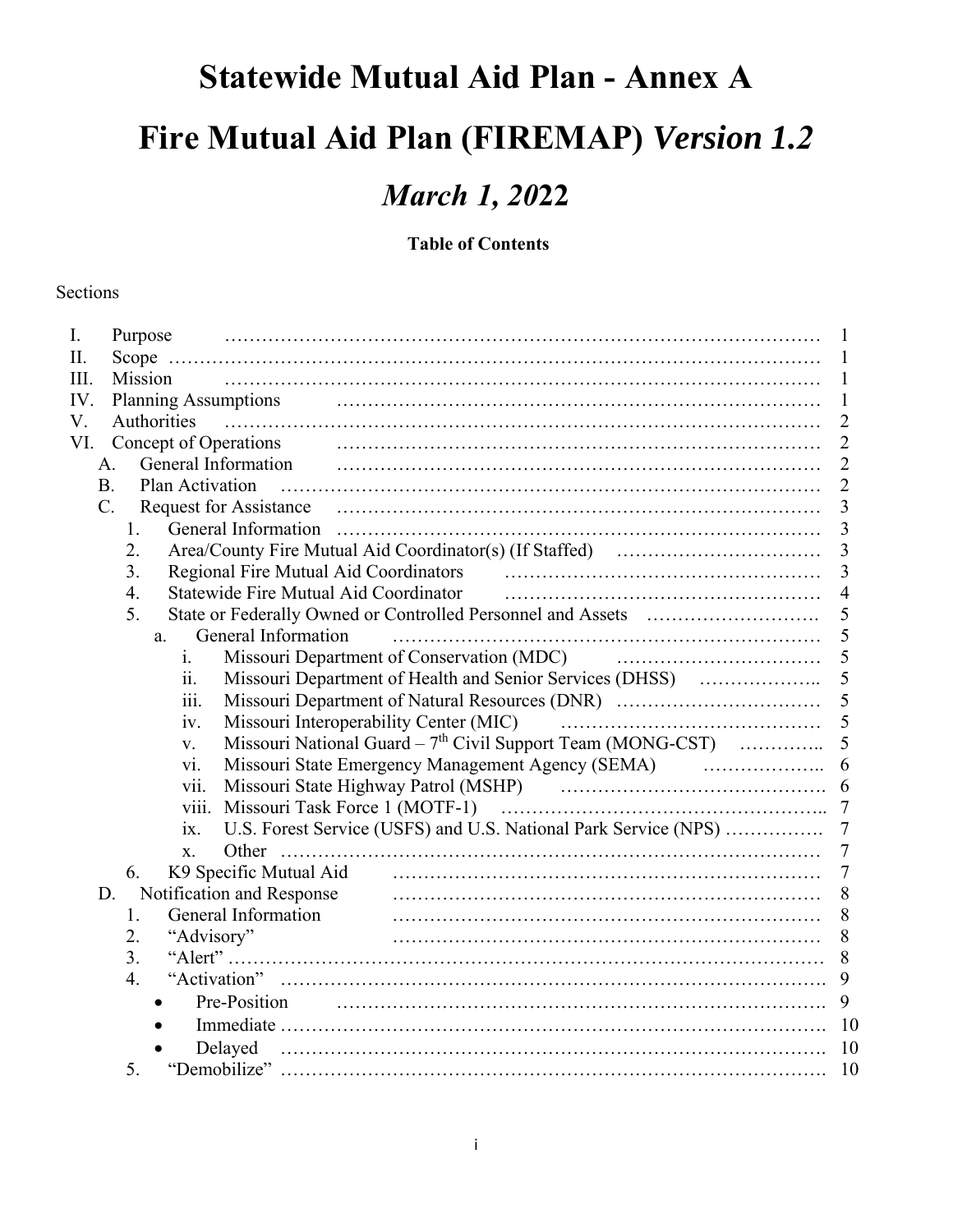# Statewide Mutual Aid Plan - Annex A

# Fire Mutual Aid Plan (FIREMAP) *Version 1.2*

## *March 1, 2022*

**Table of Contents**

Sections

| Section | Page |
|---|---|
| I. Purpose | 1 |
| II. Scope | 1 |
| III. Mission | 1 |
| IV. Planning Assumptions | 1 |
| V. Authorities | 2 |
| VI. Concept of Operations | 2 |
| A. General Information | 2 |
| B. Plan Activation | 2 |
| C. Request for Assistance | 3 |
| 1. General Information | 3 |
| 2. Area/County Fire Mutual Aid Coordinator(s) (If Staffed) | 3 |
| 3. Regional Fire Mutual Aid Coordinators | 3 |
| 4. Statewide Fire Mutual Aid Coordinator | 4 |
| 5. State or Federally Owned or Controlled Personnel and Assets | 5 |
| a. General Information | 5 |
| i. Missouri Department of Conservation (MDC) | 5 |
| ii. Missouri Department of Health and Senior Services (DHSS) | 5 |
| iii. Missouri Department of Natural Resources (DNR) | 5 |
| iv. Missouri Interoperability Center (MIC) | 5 |
| v. Missouri National Guard – $7^{th}$ Civil Support Team (MONG-CST) | 5 |
| vi. Missouri State Emergency Management Agency (SEMA) | 6 |
| vii. Missouri State Highway Patrol (MSHP) | 6 |
| viii. Missouri Task Force 1 (MOTF-1) | 7 |
| ix. U.S. Forest Service (USFS) and U.S. National Park Service (NPS) | 7 |
| x. Other | 7 |
| 6. K9 Specific Mutual Aid | 7 |
| D. Notification and Response | 8 |
| 1. General Information | 8 |
| 2. "Advisory" | 8 |
| 3. "Alert" | 8 |
| 4. "Activation" | 9 |
| • Pre-Position | 9 |
| • Immediate | 10 |
| • Delayed | 10 |
| 5. "Demobilize" | 10 |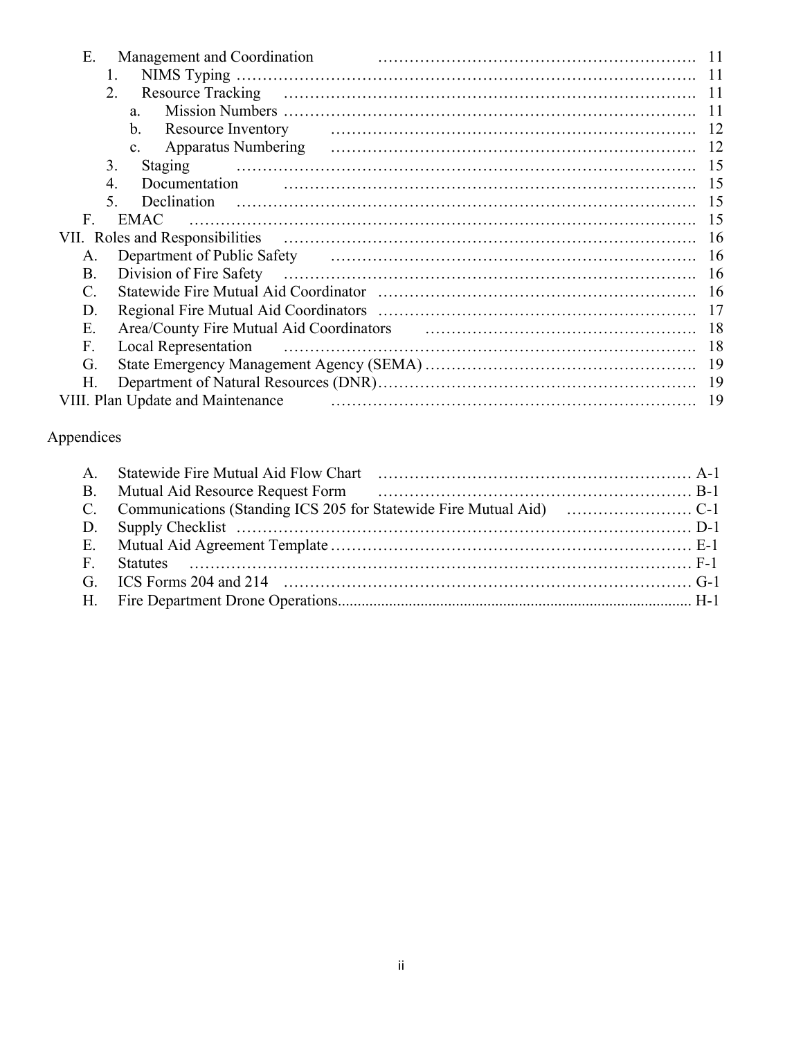- E. Management and Coordination ........ 11
  - 1. NIMS Typing ........ 11
  - 2. Resource Tracking ........ 11
    - a. Mission Numbers ........ 11
    - b. Resource Inventory ........ 12
    - c. Apparatus Numbering ........ 12
  - 3. Staging ........ 15
  - 4. Documentation ........ 15
  - 5. Declination ........ 15
- F. EMAC ........ 15

VII. Roles and Responsibilities ........ 16

- A. Department of Public Safety ........ 16
- B. Division of Fire Safety ........ 16
- C. Statewide Fire Mutual Aid Coordinator ........ 16
- D. Regional Fire Mutual Aid Coordinators ........ 17
- E. Area/County Fire Mutual Aid Coordinators ........ 18
- F. Local Representation ........ 18
- G. State Emergency Management Agency (SEMA) ........ 19
- H. Department of Natural Resources (DNR) ........ 19

VIII. Plan Update and Maintenance ........ 19

Appendices

- A. Statewide Fire Mutual Aid Flow Chart ........ A-1
- B. Mutual Aid Resource Request Form ........ B-1
- C. Communications (Standing ICS 205 for Statewide Fire Mutual Aid) ........ C-1
- D. Supply Checklist ........ D-1
- E. Mutual Aid Agreement Template ........ E-1
- F. Statutes ........ F-1
- G. ICS Forms 204 and 214 ........ G-1
- H. Fire Department Drone Operations ........ H-1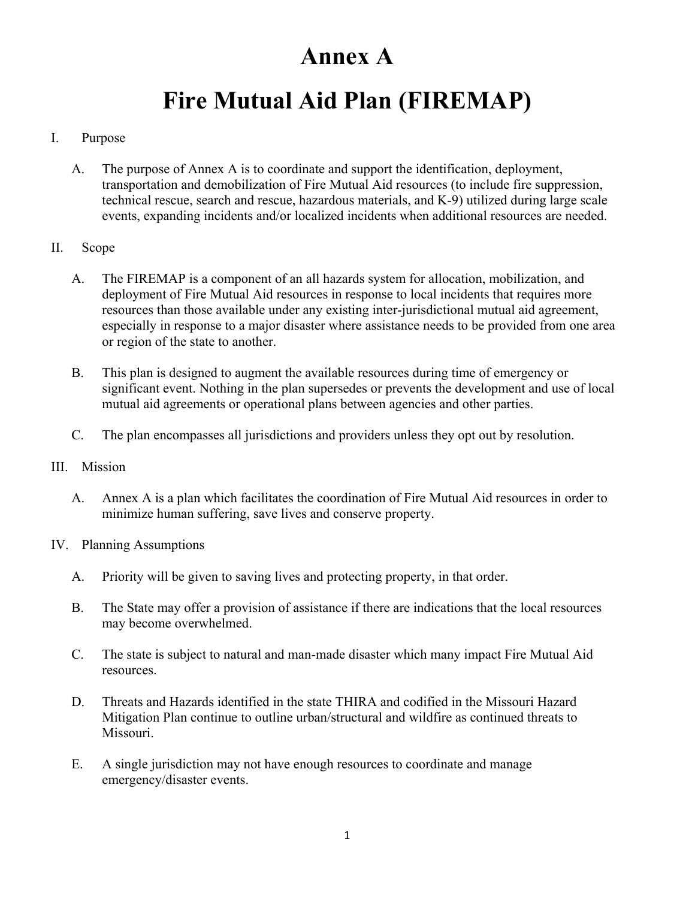# Annex A

# Fire Mutual Aid Plan (FIREMAP)

I. Purpose

A. The purpose of Annex A is to coordinate and support the identification, deployment, transportation and demobilization of Fire Mutual Aid resources (to include fire suppression, technical rescue, search and rescue, hazardous materials, and K-9) utilized during large scale events, expanding incidents and/or localized incidents when additional resources are needed.

II. Scope

A. The FIREMAP is a component of an all hazards system for allocation, mobilization, and deployment of Fire Mutual Aid resources in response to local incidents that requires more resources than those available under any existing inter-jurisdictional mutual aid agreement, especially in response to a major disaster where assistance needs to be provided from one area or region of the state to another.

B. This plan is designed to augment the available resources during time of emergency or significant event. Nothing in the plan supersedes or prevents the development and use of local mutual aid agreements or operational plans between agencies and other parties.

C. The plan encompasses all jurisdictions and providers unless they opt out by resolution.

III. Mission

A. Annex A is a plan which facilitates the coordination of Fire Mutual Aid resources in order to minimize human suffering, save lives and conserve property.

IV. Planning Assumptions

A. Priority will be given to saving lives and protecting property, in that order.

B. The State may offer a provision of assistance if there are indications that the local resources may become overwhelmed.

C. The state is subject to natural and man-made disaster which many impact Fire Mutual Aid resources.

D. Threats and Hazards identified in the state THIRA and codified in the Missouri Hazard Mitigation Plan continue to outline urban/structural and wildfire as continued threats to Missouri.

E. A single jurisdiction may not have enough resources to coordinate and manage emergency/disaster events.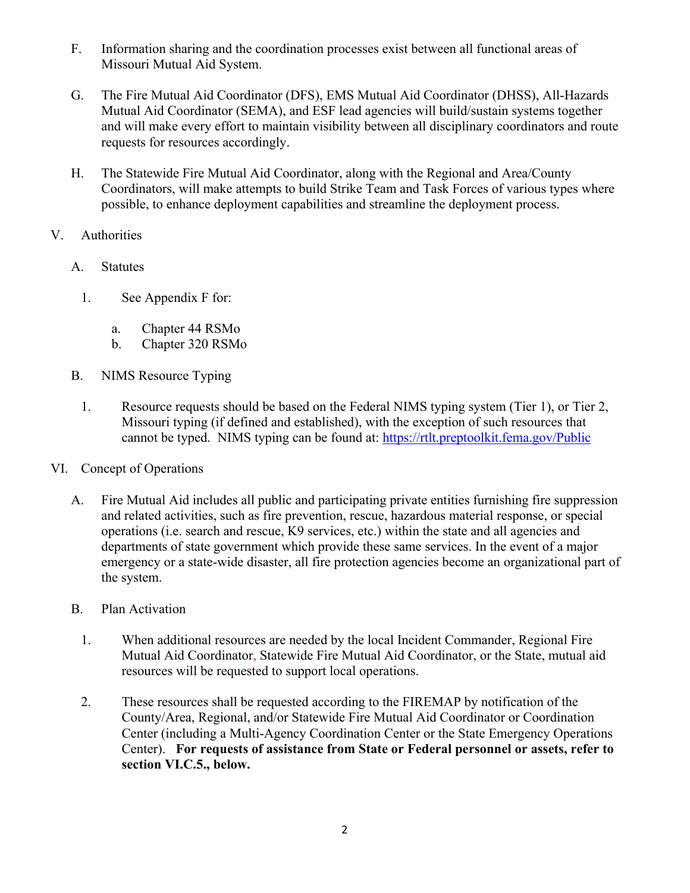F. Information sharing and the coordination processes exist between all functional areas of Missouri Mutual Aid System.

G. The Fire Mutual Aid Coordinator (DFS), EMS Mutual Aid Coordinator (DHSS), All-Hazards Mutual Aid Coordinator (SEMA), and ESF lead agencies will build/sustain systems together and will make every effort to maintain visibility between all disciplinary coordinators and route requests for resources accordingly.

H. The Statewide Fire Mutual Aid Coordinator, along with the Regional and Area/County Coordinators, will make attempts to build Strike Team and Task Forces of various types where possible, to enhance deployment capabilities and streamline the deployment process.

## V. Authorities

A. Statutes

1. See Appendix F for:

   a. Chapter 44 RSMo
   b. Chapter 320 RSMo

B. NIMS Resource Typing

1. Resource requests should be based on the Federal NIMS typing system (Tier 1), or Tier 2, Missouri typing (if defined and established), with the exception of such resources that cannot be typed. NIMS typing can be found at: https://rtlt.preptoolkit.fema.gov/Public

## VI. Concept of Operations

A. Fire Mutual Aid includes all public and participating private entities furnishing fire suppression and related activities, such as fire prevention, rescue, hazardous material response, or special operations (i.e. search and rescue, K9 services, etc.) within the state and all agencies and departments of state government which provide these same services. In the event of a major emergency or a state-wide disaster, all fire protection agencies become an organizational part of the system.

B. Plan Activation

1. When additional resources are needed by the local Incident Commander, Regional Fire Mutual Aid Coordinator, Statewide Fire Mutual Aid Coordinator, or the State, mutual aid resources will be requested to support local operations.

2. These resources shall be requested according to the FIREMAP by notification of the County/Area, Regional, and/or Statewide Fire Mutual Aid Coordinator or Coordination Center (including a Multi-Agency Coordination Center or the State Emergency Operations Center). **For requests of assistance from State or Federal personnel or assets, refer to section VI.C.5., below.**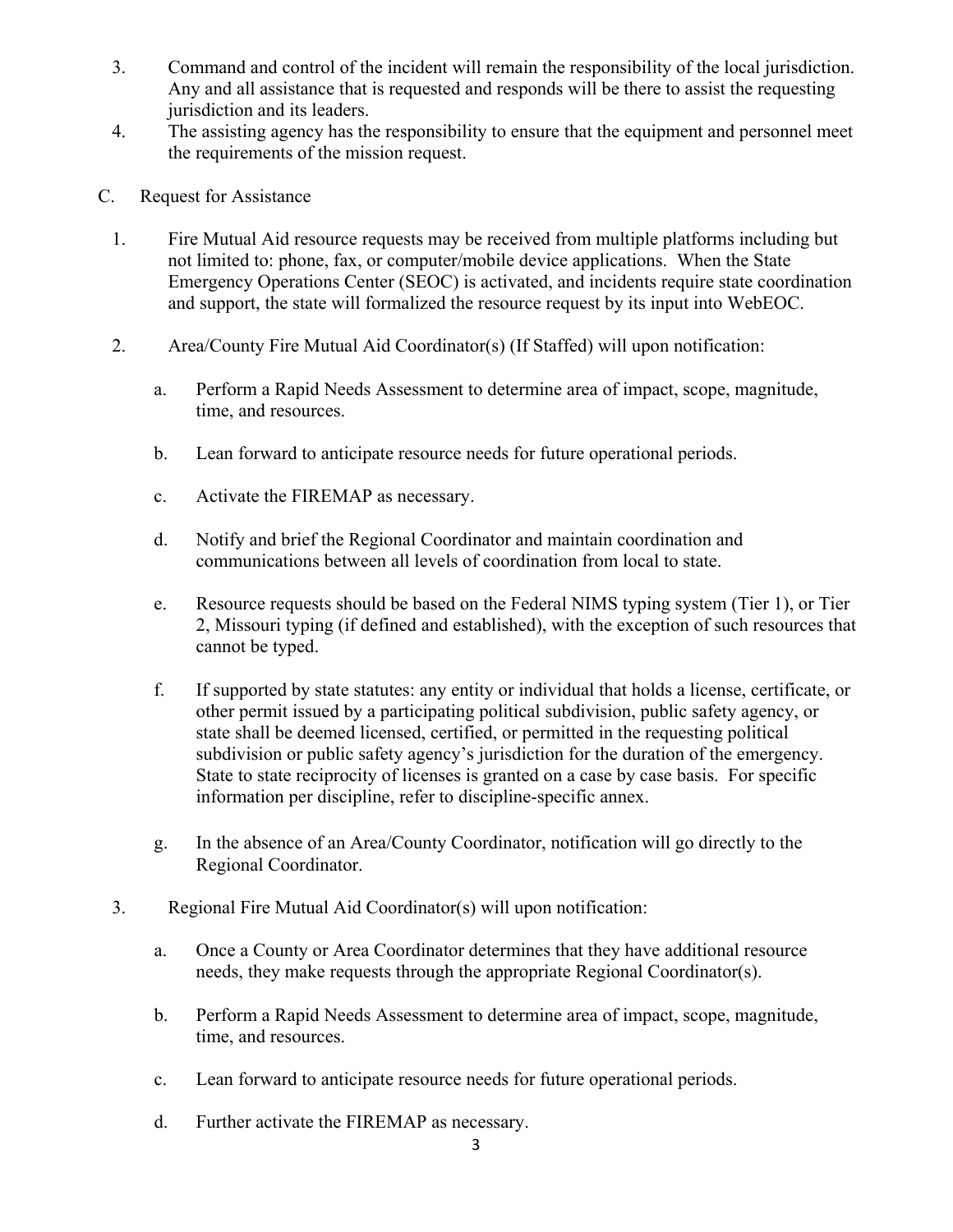3. Command and control of the incident will remain the responsibility of the local jurisdiction. Any and all assistance that is requested and responds will be there to assist the requesting jurisdiction and its leaders.
4. The assisting agency has the responsibility to ensure that the equipment and personnel meet the requirements of the mission request.

C. Request for Assistance

1. Fire Mutual Aid resource requests may be received from multiple platforms including but not limited to: phone, fax, or computer/mobile device applications. When the State Emergency Operations Center (SEOC) is activated, and incidents require state coordination and support, the state will formalized the resource request by its input into WebEOC.

2. Area/County Fire Mutual Aid Coordinator(s) (If Staffed) will upon notification:

   a. Perform a Rapid Needs Assessment to determine area of impact, scope, magnitude, time, and resources.

   b. Lean forward to anticipate resource needs for future operational periods.

   c. Activate the FIREMAP as necessary.

   d. Notify and brief the Regional Coordinator and maintain coordination and communications between all levels of coordination from local to state.

   e. Resource requests should be based on the Federal NIMS typing system (Tier 1), or Tier 2, Missouri typing (if defined and established), with the exception of such resources that cannot be typed.

   f. If supported by state statutes: any entity or individual that holds a license, certificate, or other permit issued by a participating political subdivision, public safety agency, or state shall be deemed licensed, certified, or permitted in the requesting political subdivision or public safety agency's jurisdiction for the duration of the emergency. State to state reciprocity of licenses is granted on a case by case basis. For specific information per discipline, refer to discipline-specific annex.

   g. In the absence of an Area/County Coordinator, notification will go directly to the Regional Coordinator.

3. Regional Fire Mutual Aid Coordinator(s) will upon notification:

   a. Once a County or Area Coordinator determines that they have additional resource needs, they make requests through the appropriate Regional Coordinator(s).

   b. Perform a Rapid Needs Assessment to determine area of impact, scope, magnitude, time, and resources.

   c. Lean forward to anticipate resource needs for future operational periods.

   d. Further activate the FIREMAP as necessary.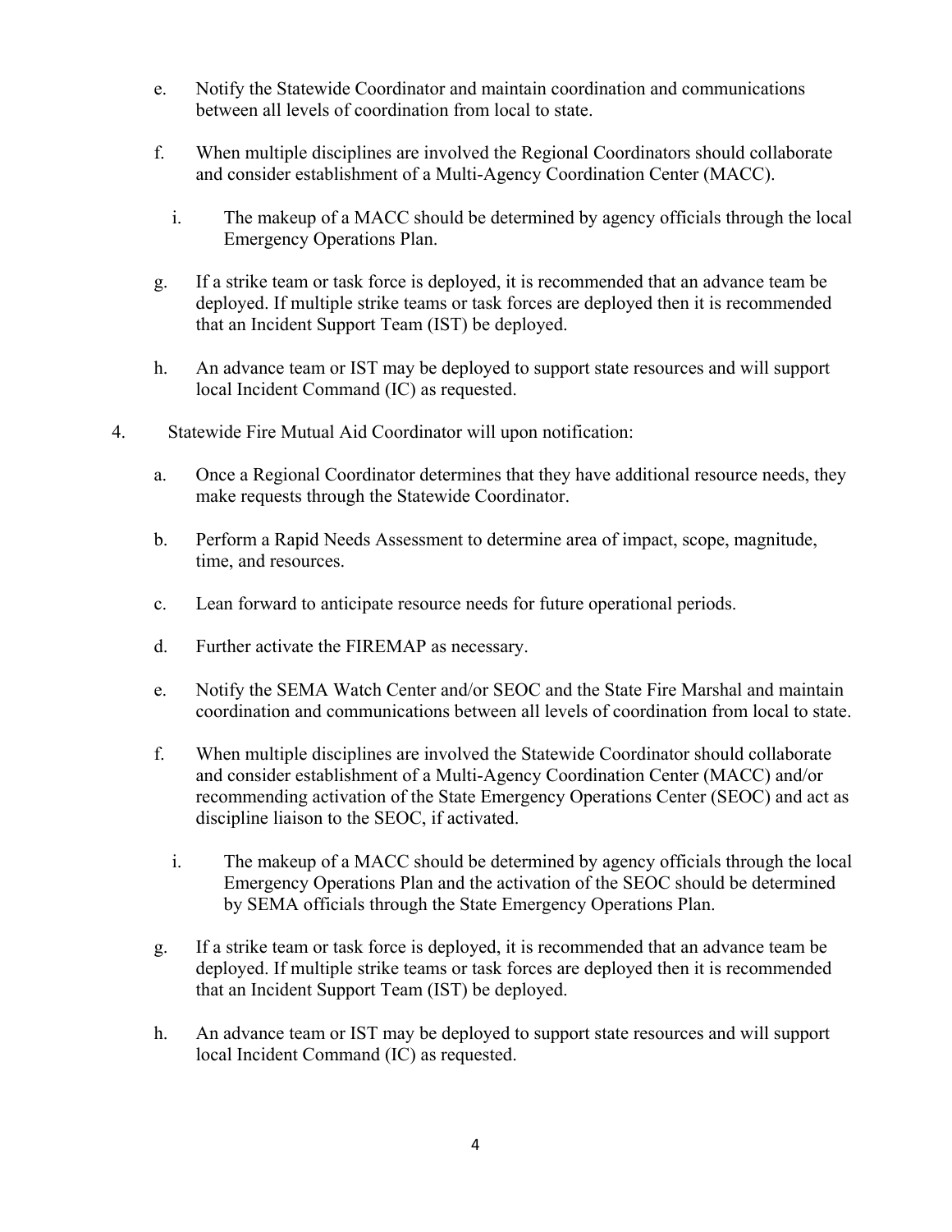e. Notify the Statewide Coordinator and maintain coordination and communications between all levels of coordination from local to state.

f. When multiple disciplines are involved the Regional Coordinators should collaborate and consider establishment of a Multi-Agency Coordination Center (MACC).

   i. The makeup of a MACC should be determined by agency officials through the local Emergency Operations Plan.

g. If a strike team or task force is deployed, it is recommended that an advance team be deployed. If multiple strike teams or task forces are deployed then it is recommended that an Incident Support Team (IST) be deployed.

h. An advance team or IST may be deployed to support state resources and will support local Incident Command (IC) as requested.

4. Statewide Fire Mutual Aid Coordinator will upon notification:

   a. Once a Regional Coordinator determines that they have additional resource needs, they make requests through the Statewide Coordinator.

   b. Perform a Rapid Needs Assessment to determine area of impact, scope, magnitude, time, and resources.

   c. Lean forward to anticipate resource needs for future operational periods.

   d. Further activate the FIREMAP as necessary.

   e. Notify the SEMA Watch Center and/or SEOC and the State Fire Marshal and maintain coordination and communications between all levels of coordination from local to state.

   f. When multiple disciplines are involved the Statewide Coordinator should collaborate and consider establishment of a Multi-Agency Coordination Center (MACC) and/or recommending activation of the State Emergency Operations Center (SEOC) and act as discipline liaison to the SEOC, if activated.

      i. The makeup of a MACC should be determined by agency officials through the local Emergency Operations Plan and the activation of the SEOC should be determined by SEMA officials through the State Emergency Operations Plan.

   g. If a strike team or task force is deployed, it is recommended that an advance team be deployed. If multiple strike teams or task forces are deployed then it is recommended that an Incident Support Team (IST) be deployed.

   h. An advance team or IST may be deployed to support state resources and will support local Incident Command (IC) as requested.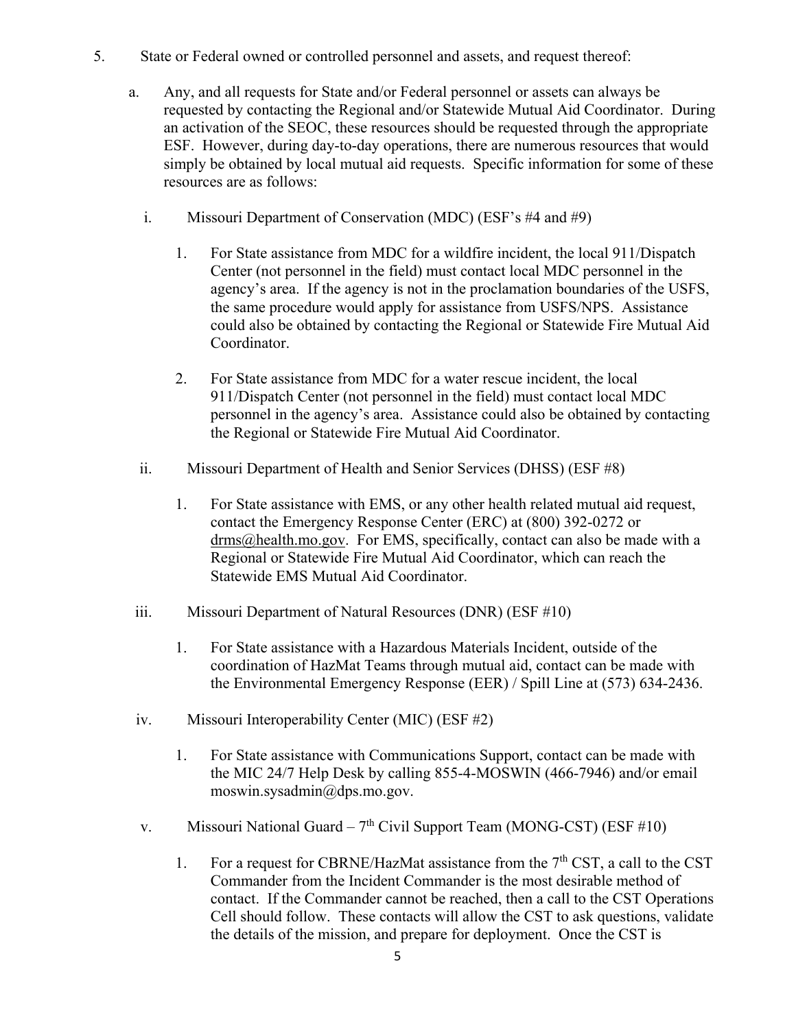5. State or Federal owned or controlled personnel and assets, and request thereof:

   a. Any, and all requests for State and/or Federal personnel or assets can always be requested by contacting the Regional and/or Statewide Mutual Aid Coordinator. During an activation of the SEOC, these resources should be requested through the appropriate ESF. However, during day-to-day operations, there are numerous resources that would simply be obtained by local mutual aid requests. Specific information for some of these resources are as follows:

      i. Missouri Department of Conservation (MDC) (ESF's #4 and #9)

         1. For State assistance from MDC for a wildfire incident, the local 911/Dispatch Center (not personnel in the field) must contact local MDC personnel in the agency's area. If the agency is not in the proclamation boundaries of the USFS, the same procedure would apply for assistance from USFS/NPS. Assistance could also be obtained by contacting the Regional or Statewide Fire Mutual Aid Coordinator.

         2. For State assistance from MDC for a water rescue incident, the local 911/Dispatch Center (not personnel in the field) must contact local MDC personnel in the agency's area. Assistance could also be obtained by contacting the Regional or Statewide Fire Mutual Aid Coordinator.

      ii. Missouri Department of Health and Senior Services (DHSS) (ESF #8)

         1. For State assistance with EMS, or any other health related mutual aid request, contact the Emergency Response Center (ERC) at (800) 392-0272 or drms@health.mo.gov. For EMS, specifically, contact can also be made with a Regional or Statewide Fire Mutual Aid Coordinator, which can reach the Statewide EMS Mutual Aid Coordinator.

      iii. Missouri Department of Natural Resources (DNR) (ESF #10)

         1. For State assistance with a Hazardous Materials Incident, outside of the coordination of HazMat Teams through mutual aid, contact can be made with the Environmental Emergency Response (EER) / Spill Line at (573) 634-2436.

      iv. Missouri Interoperability Center (MIC) (ESF #2)

         1. For State assistance with Communications Support, contact can be made with the MIC 24/7 Help Desk by calling 855-4-MOSWIN (466-7946) and/or email moswin.sysadmin@dps.mo.gov.

      v. Missouri National Guard – 7th Civil Support Team (MONG-CST) (ESF #10)

         1. For a request for CBRNE/HazMat assistance from the 7th CST, a call to the CST Commander from the Incident Commander is the most desirable method of contact. If the Commander cannot be reached, then a call to the CST Operations Cell should follow. These contacts will allow the CST to ask questions, validate the details of the mission, and prepare for deployment. Once the CST is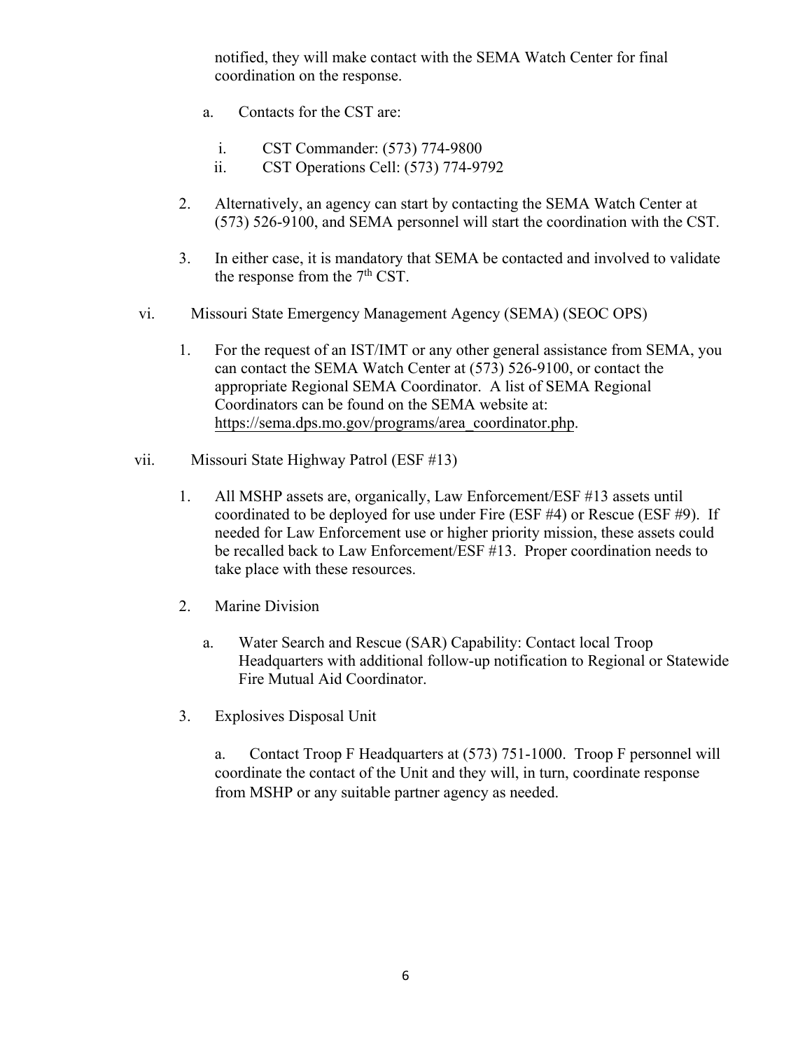notified, they will make contact with the SEMA Watch Center for final coordination on the response.

a. Contacts for the CST are:

i. CST Commander: (573) 774-9800

ii. CST Operations Cell: (573) 774-9792

2. Alternatively, an agency can start by contacting the SEMA Watch Center at (573) 526-9100, and SEMA personnel will start the coordination with the CST.

3. In either case, it is mandatory that SEMA be contacted and involved to validate the response from the 7th CST.

vi. Missouri State Emergency Management Agency (SEMA) (SEOC OPS)

1. For the request of an IST/IMT or any other general assistance from SEMA, you can contact the SEMA Watch Center at (573) 526-9100, or contact the appropriate Regional SEMA Coordinator. A list of SEMA Regional Coordinators can be found on the SEMA website at: https://sema.dps.mo.gov/programs/area_coordinator.php.

vii. Missouri State Highway Patrol (ESF #13)

1. All MSHP assets are, organically, Law Enforcement/ESF #13 assets until coordinated to be deployed for use under Fire (ESF #4) or Rescue (ESF #9). If needed for Law Enforcement use or higher priority mission, these assets could be recalled back to Law Enforcement/ESF #13. Proper coordination needs to take place with these resources.

2. Marine Division

a. Water Search and Rescue (SAR) Capability: Contact local Troop Headquarters with additional follow-up notification to Regional or Statewide Fire Mutual Aid Coordinator.

3. Explosives Disposal Unit

a. Contact Troop F Headquarters at (573) 751-1000. Troop F personnel will coordinate the contact of the Unit and they will, in turn, coordinate response from MSHP or any suitable partner agency as needed.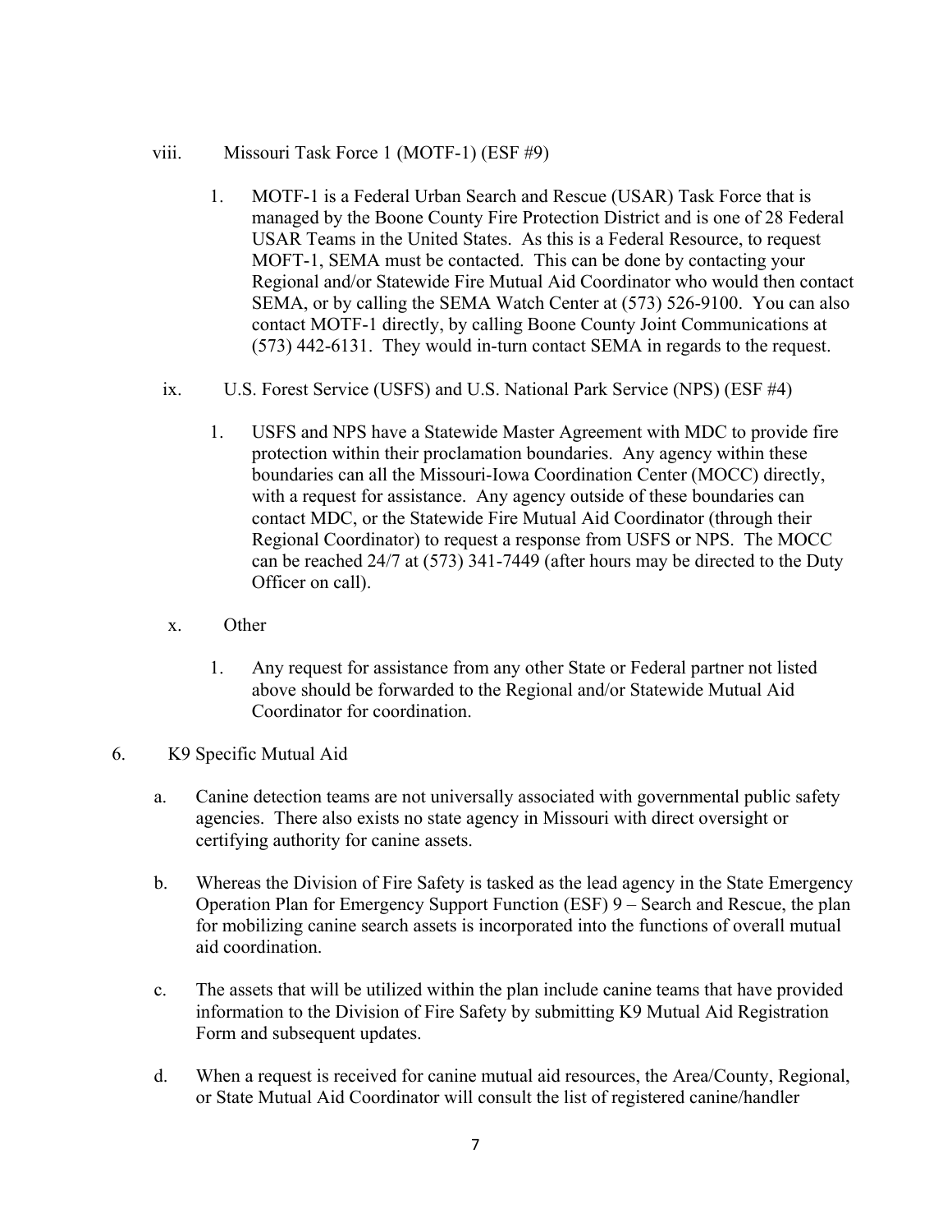viii. Missouri Task Force 1 (MOTF-1) (ESF #9)

1. MOTF-1 is a Federal Urban Search and Rescue (USAR) Task Force that is managed by the Boone County Fire Protection District and is one of 28 Federal USAR Teams in the United States. As this is a Federal Resource, to request MOFT-1, SEMA must be contacted. This can be done by contacting your Regional and/or Statewide Fire Mutual Aid Coordinator who would then contact SEMA, or by calling the SEMA Watch Center at (573) 526-9100. You can also contact MOTF-1 directly, by calling Boone County Joint Communications at (573) 442-6131. They would in-turn contact SEMA in regards to the request.

ix. U.S. Forest Service (USFS) and U.S. National Park Service (NPS) (ESF #4)

1. USFS and NPS have a Statewide Master Agreement with MDC to provide fire protection within their proclamation boundaries. Any agency within these boundaries can all the Missouri-Iowa Coordination Center (MOCC) directly, with a request for assistance. Any agency outside of these boundaries can contact MDC, or the Statewide Fire Mutual Aid Coordinator (through their Regional Coordinator) to request a response from USFS or NPS. The MOCC can be reached 24/7 at (573) 341-7449 (after hours may be directed to the Duty Officer on call).

x. Other

1. Any request for assistance from any other State or Federal partner not listed above should be forwarded to the Regional and/or Statewide Mutual Aid Coordinator for coordination.

6. K9 Specific Mutual Aid

a. Canine detection teams are not universally associated with governmental public safety agencies. There also exists no state agency in Missouri with direct oversight or certifying authority for canine assets.

b. Whereas the Division of Fire Safety is tasked as the lead agency in the State Emergency Operation Plan for Emergency Support Function (ESF) 9 – Search and Rescue, the plan for mobilizing canine search assets is incorporated into the functions of overall mutual aid coordination.

c. The assets that will be utilized within the plan include canine teams that have provided information to the Division of Fire Safety by submitting K9 Mutual Aid Registration Form and subsequent updates.

d. When a request is received for canine mutual aid resources, the Area/County, Regional, or State Mutual Aid Coordinator will consult the list of registered canine/handler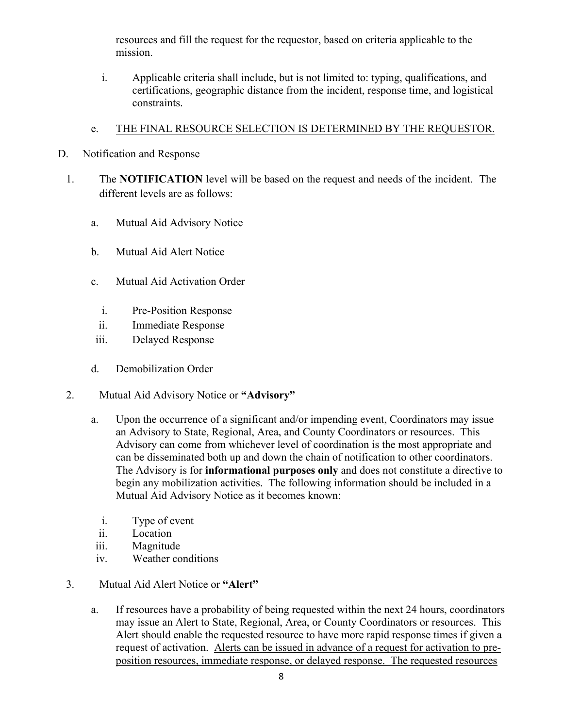resources and fill the request for the requestor, based on criteria applicable to the mission.

i. Applicable criteria shall include, but is not limited to: typing, qualifications, and certifications, geographic distance from the incident, response time, and logistical constraints.

e. <u>THE FINAL RESOURCE SELECTION IS DETERMINED BY THE REQUESTOR.</u>

D. Notification and Response

1. The **NOTIFICATION** level will be based on the request and needs of the incident. The different levels are as follows:

   a. Mutual Aid Advisory Notice

   b. Mutual Aid Alert Notice

   c. Mutual Aid Activation Order

      i. Pre-Position Response
      ii. Immediate Response
      iii. Delayed Response

   d. Demobilization Order

2. Mutual Aid Advisory Notice or **"Advisory"**

   a. Upon the occurrence of a significant and/or impending event, Coordinators may issue an Advisory to State, Regional, Area, and County Coordinators or resources. This Advisory can come from whichever level of coordination is the most appropriate and can be disseminated both up and down the chain of notification to other coordinators. The Advisory is for **informational purposes only** and does not constitute a directive to begin any mobilization activities. The following information should be included in a Mutual Aid Advisory Notice as it becomes known:

      i. Type of event
      ii. Location
      iii. Magnitude
      iv. Weather conditions

3. Mutual Aid Alert Notice or **"Alert"**

   a. If resources have a probability of being requested within the next 24 hours, coordinators may issue an Alert to State, Regional, Area, or County Coordinators or resources. This Alert should enable the requested resource to have more rapid response times if given a request of activation. <u>Alerts can be issued in advance of a request for activation to pre-position resources, immediate response, or delayed response. The requested resources</u>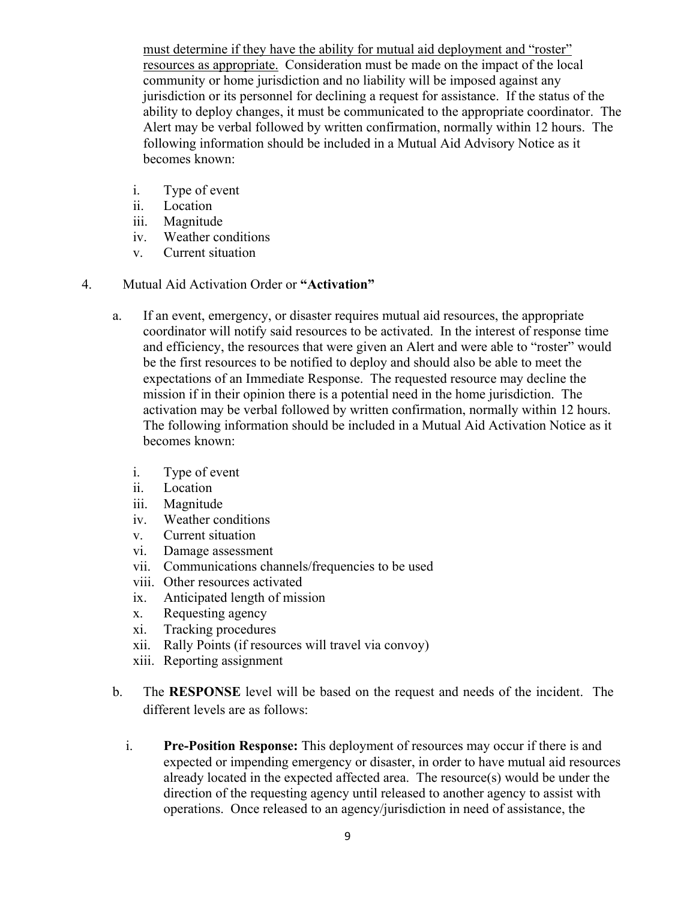must determine if they have the ability for mutual aid deployment and "roster" resources as appropriate. Consideration must be made on the impact of the local community or home jurisdiction and no liability will be imposed against any jurisdiction or its personnel for declining a request for assistance. If the status of the ability to deploy changes, it must be communicated to the appropriate coordinator. The Alert may be verbal followed by written confirmation, normally within 12 hours. The following information should be included in a Mutual Aid Advisory Notice as it becomes known:

i. Type of event
ii. Location
iii. Magnitude
iv. Weather conditions
v. Current situation

4. Mutual Aid Activation Order or **"Activation"**

a. If an event, emergency, or disaster requires mutual aid resources, the appropriate coordinator will notify said resources to be activated. In the interest of response time and efficiency, the resources that were given an Alert and were able to "roster" would be the first resources to be notified to deploy and should also be able to meet the expectations of an Immediate Response. The requested resource may decline the mission if in their opinion there is a potential need in the home jurisdiction. The activation may be verbal followed by written confirmation, normally within 12 hours. The following information should be included in a Mutual Aid Activation Notice as it becomes known:

i. Type of event
ii. Location
iii. Magnitude
iv. Weather conditions
v. Current situation
vi. Damage assessment
vii. Communications channels/frequencies to be used
viii. Other resources activated
ix. Anticipated length of mission
x. Requesting agency
xi. Tracking procedures
xii. Rally Points (if resources will travel via convoy)
xiii. Reporting assignment

b. The **RESPONSE** level will be based on the request and needs of the incident. The different levels are as follows:

i. **Pre-Position Response:** This deployment of resources may occur if there is and expected or impending emergency or disaster, in order to have mutual aid resources already located in the expected affected area. The resource(s) would be under the direction of the requesting agency until released to another agency to assist with operations. Once released to an agency/jurisdiction in need of assistance, the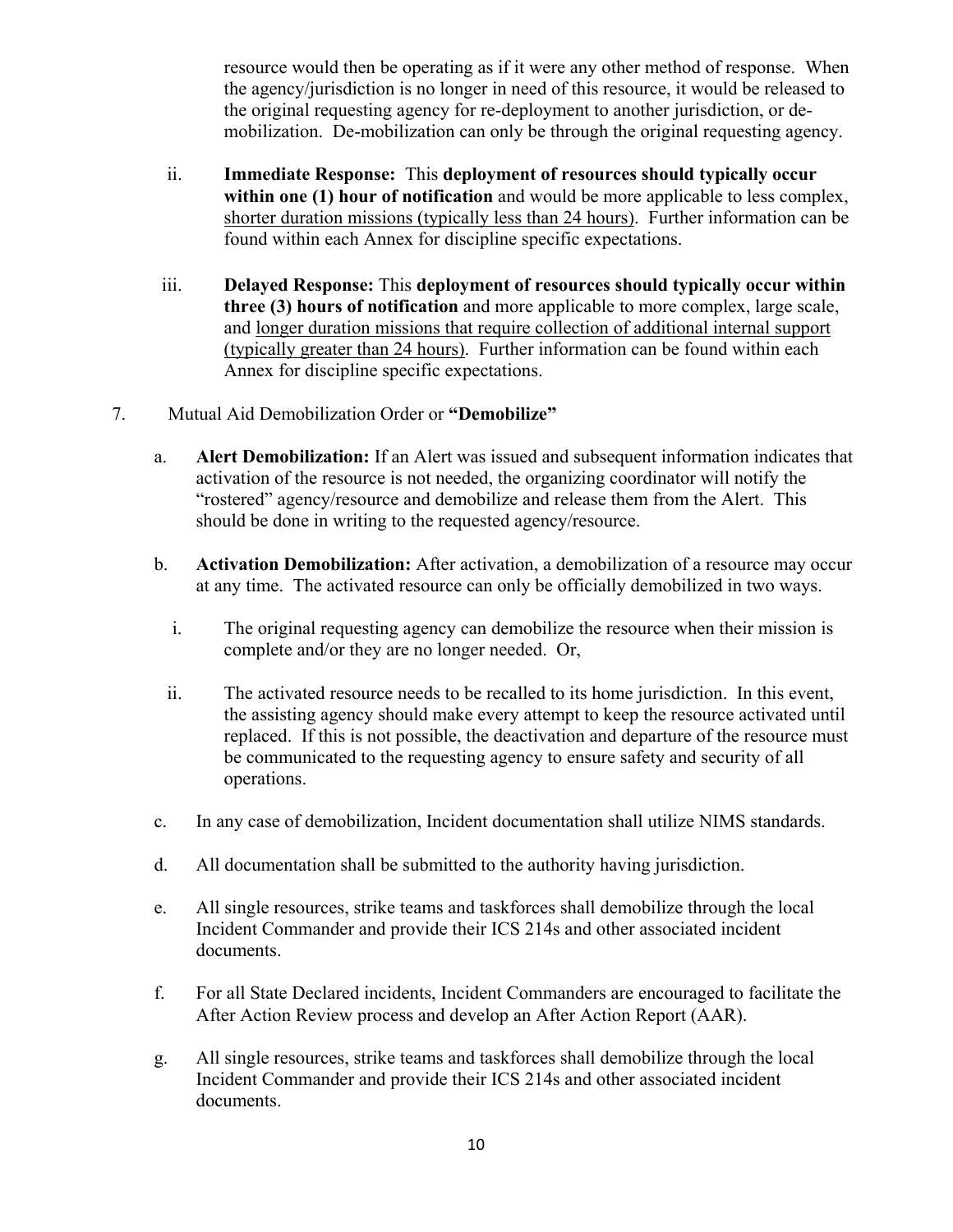resource would then be operating as if it were any other method of response. When the agency/jurisdiction is no longer in need of this resource, it would be released to the original requesting agency for re-deployment to another jurisdiction, or de-mobilization. De-mobilization can only be through the original requesting agency.

ii. **Immediate Response:** This **deployment of resources should typically occur within one (1) hour of notification** and would be more applicable to less complex, shorter duration missions (typically less than 24 hours). Further information can be found within each Annex for discipline specific expectations.

iii. **Delayed Response:** This **deployment of resources should typically occur within three (3) hours of notification** and more applicable to more complex, large scale, and longer duration missions that require collection of additional internal support (typically greater than 24 hours). Further information can be found within each Annex for discipline specific expectations.

7. Mutual Aid Demobilization Order or **"Demobilize"**

   a. **Alert Demobilization:** If an Alert was issued and subsequent information indicates that activation of the resource is not needed, the organizing coordinator will notify the "rostered" agency/resource and demobilize and release them from the Alert. This should be done in writing to the requested agency/resource.

   b. **Activation Demobilization:** After activation, a demobilization of a resource may occur at any time. The activated resource can only be officially demobilized in two ways.

      i. The original requesting agency can demobilize the resource when their mission is complete and/or they are no longer needed. Or,

      ii. The activated resource needs to be recalled to its home jurisdiction. In this event, the assisting agency should make every attempt to keep the resource activated until replaced. If this is not possible, the deactivation and departure of the resource must be communicated to the requesting agency to ensure safety and security of all operations.

   c. In any case of demobilization, Incident documentation shall utilize NIMS standards.

   d. All documentation shall be submitted to the authority having jurisdiction.

   e. All single resources, strike teams and taskforces shall demobilize through the local Incident Commander and provide their ICS 214s and other associated incident documents.

   f. For all State Declared incidents, Incident Commanders are encouraged to facilitate the After Action Review process and develop an After Action Report (AAR).

   g. All single resources, strike teams and taskforces shall demobilize through the local Incident Commander and provide their ICS 214s and other associated incident documents.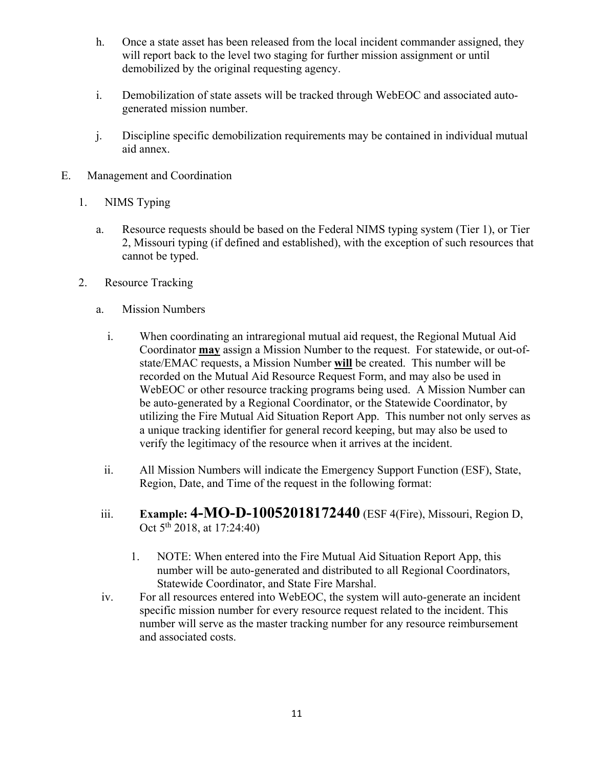h. Once a state asset has been released from the local incident commander assigned, they will report back to the level two staging for further mission assignment or until demobilized by the original requesting agency.

i. Demobilization of state assets will be tracked through WebEOC and associated auto-generated mission number.

j. Discipline specific demobilization requirements may be contained in individual mutual aid annex.

E. Management and Coordination

1. NIMS Typing

a. Resource requests should be based on the Federal NIMS typing system (Tier 1), or Tier 2, Missouri typing (if defined and established), with the exception of such resources that cannot be typed.

2. Resource Tracking

a. Mission Numbers

i. When coordinating an intraregional mutual aid request, the Regional Mutual Aid Coordinator **may** assign a Mission Number to the request. For statewide, or out-of-state/EMAC requests, a Mission Number **will** be created. This number will be recorded on the Mutual Aid Resource Request Form, and may also be used in WebEOC or other resource tracking programs being used. A Mission Number can be auto-generated by a Regional Coordinator, or the Statewide Coordinator, by utilizing the Fire Mutual Aid Situation Report App. This number not only serves as a unique tracking identifier for general record keeping, but may also be used to verify the legitimacy of the resource when it arrives at the incident.

ii. All Mission Numbers will indicate the Emergency Support Function (ESF), State, Region, Date, and Time of the request in the following format:

iii. **Example: 4-MO-D-10052018172440** (ESF 4(Fire), Missouri, Region D, Oct 5th 2018, at 17:24:40)

1. NOTE: When entered into the Fire Mutual Aid Situation Report App, this number will be auto-generated and distributed to all Regional Coordinators, Statewide Coordinator, and State Fire Marshal.

iv. For all resources entered into WebEOC, the system will auto-generate an incident specific mission number for every resource request related to the incident. This number will serve as the master tracking number for any resource reimbursement and associated costs.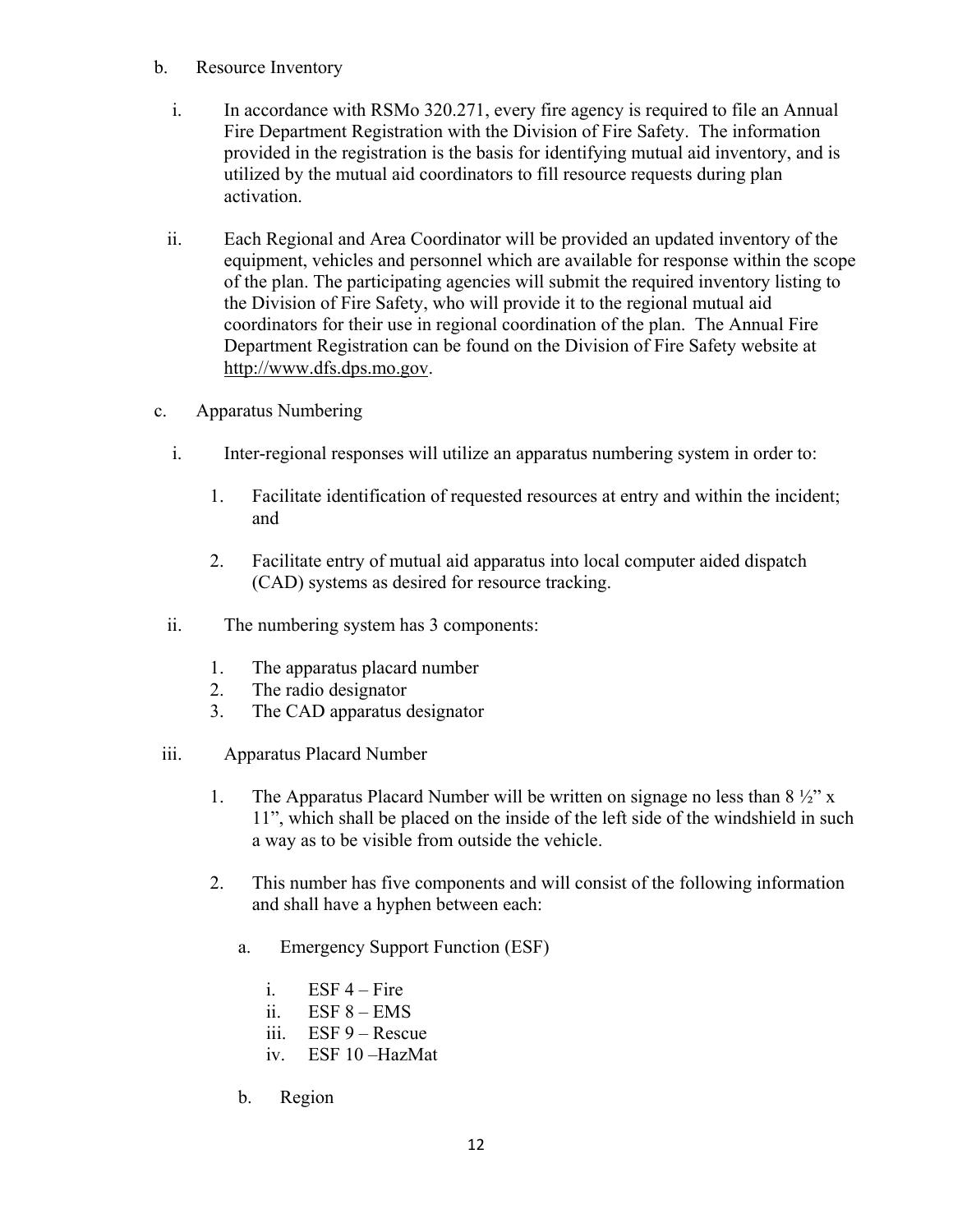b. Resource Inventory

   i. In accordance with RSMo 320.271, every fire agency is required to file an Annual Fire Department Registration with the Division of Fire Safety. The information provided in the registration is the basis for identifying mutual aid inventory, and is utilized by the mutual aid coordinators to fill resource requests during plan activation.

   ii. Each Regional and Area Coordinator will be provided an updated inventory of the equipment, vehicles and personnel which are available for response within the scope of the plan. The participating agencies will submit the required inventory listing to the Division of Fire Safety, who will provide it to the regional mutual aid coordinators for their use in regional coordination of the plan. The Annual Fire Department Registration can be found on the Division of Fire Safety website at http://www.dfs.dps.mo.gov.

c. Apparatus Numbering

   i. Inter-regional responses will utilize an apparatus numbering system in order to:

      1. Facilitate identification of requested resources at entry and within the incident; and

      2. Facilitate entry of mutual aid apparatus into local computer aided dispatch (CAD) systems as desired for resource tracking.

   ii. The numbering system has 3 components:

      1. The apparatus placard number
      2. The radio designator
      3. The CAD apparatus designator

   iii. Apparatus Placard Number

      1. The Apparatus Placard Number will be written on signage no less than 8 ½" x 11", which shall be placed on the inside of the left side of the windshield in such a way as to be visible from outside the vehicle.

      2. This number has five components and will consist of the following information and shall have a hyphen between each:

         a. Emergency Support Function (ESF)

            i. ESF 4 – Fire
            ii. ESF 8 – EMS
            iii. ESF 9 – Rescue
            iv. ESF 10 –HazMat

         b. Region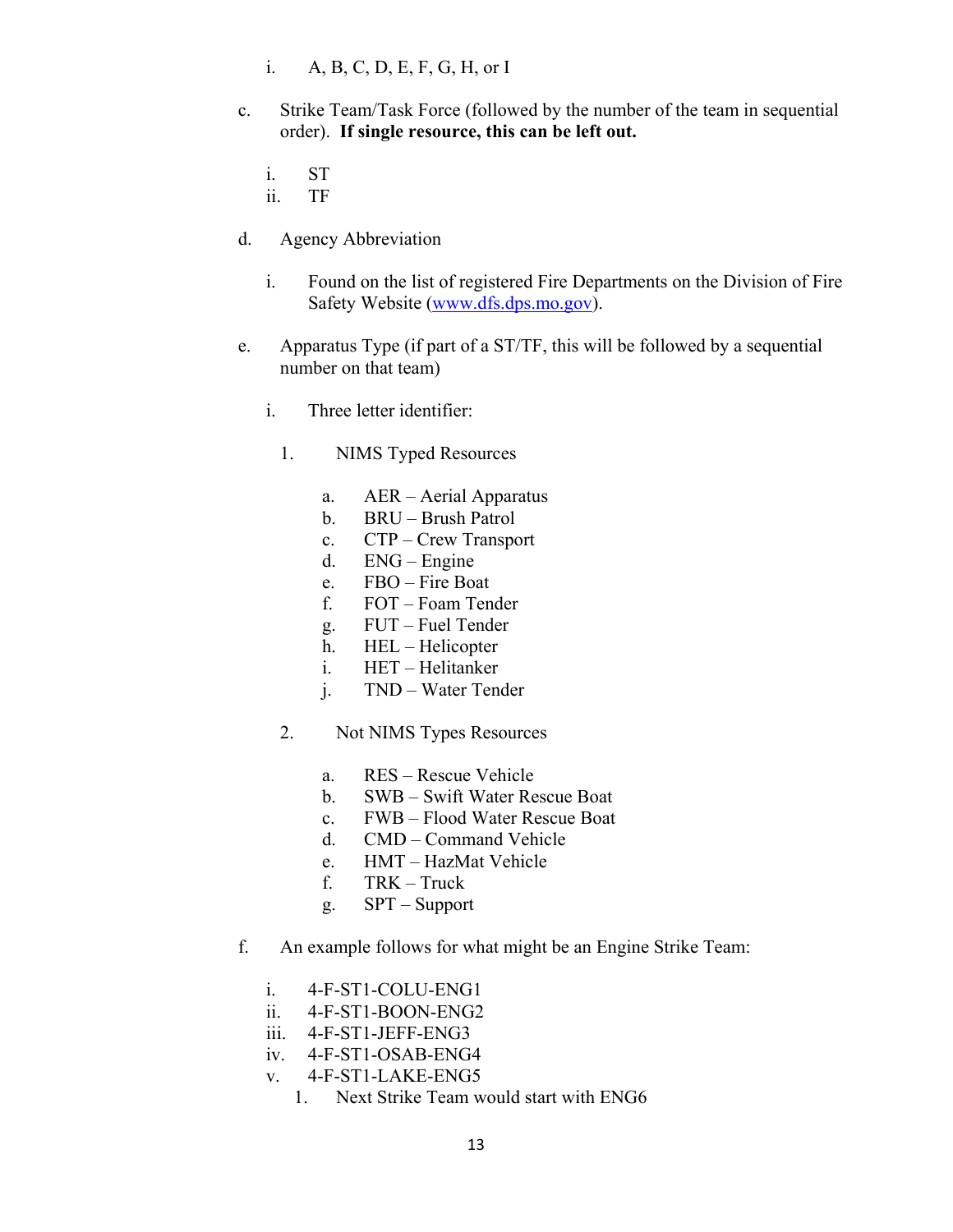i. A, B, C, D, E, F, G, H, or I

c. Strike Team/Task Force (followed by the number of the team in sequential order). **If single resource, this can be left out.**

   i. ST
   ii. TF

d. Agency Abbreviation

   i. Found on the list of registered Fire Departments on the Division of Fire Safety Website (www.dfs.dps.mo.gov).

e. Apparatus Type (if part of a ST/TF, this will be followed by a sequential number on that team)

   i. Three letter identifier:

      1. NIMS Typed Resources

         a. AER – Aerial Apparatus
         b. BRU – Brush Patrol
         c. CTP – Crew Transport
         d. ENG – Engine
         e. FBO – Fire Boat
         f. FOT – Foam Tender
         g. FUT – Fuel Tender
         h. HEL – Helicopter
         i. HET – Helitanker
         j. TND – Water Tender

      2. Not NIMS Types Resources

         a. RES – Rescue Vehicle
         b. SWB – Swift Water Rescue Boat
         c. FWB – Flood Water Rescue Boat
         d. CMD – Command Vehicle
         e. HMT – HazMat Vehicle
         f. TRK – Truck
         g. SPT – Support

f. An example follows for what might be an Engine Strike Team:

   i. 4-F-ST1-COLU-ENG1
   ii. 4-F-ST1-BOON-ENG2
   iii. 4-F-ST1-JEFF-ENG3
   iv. 4-F-ST1-OSAB-ENG4
   v. 4-F-ST1-LAKE-ENG5
      1. Next Strike Team would start with ENG6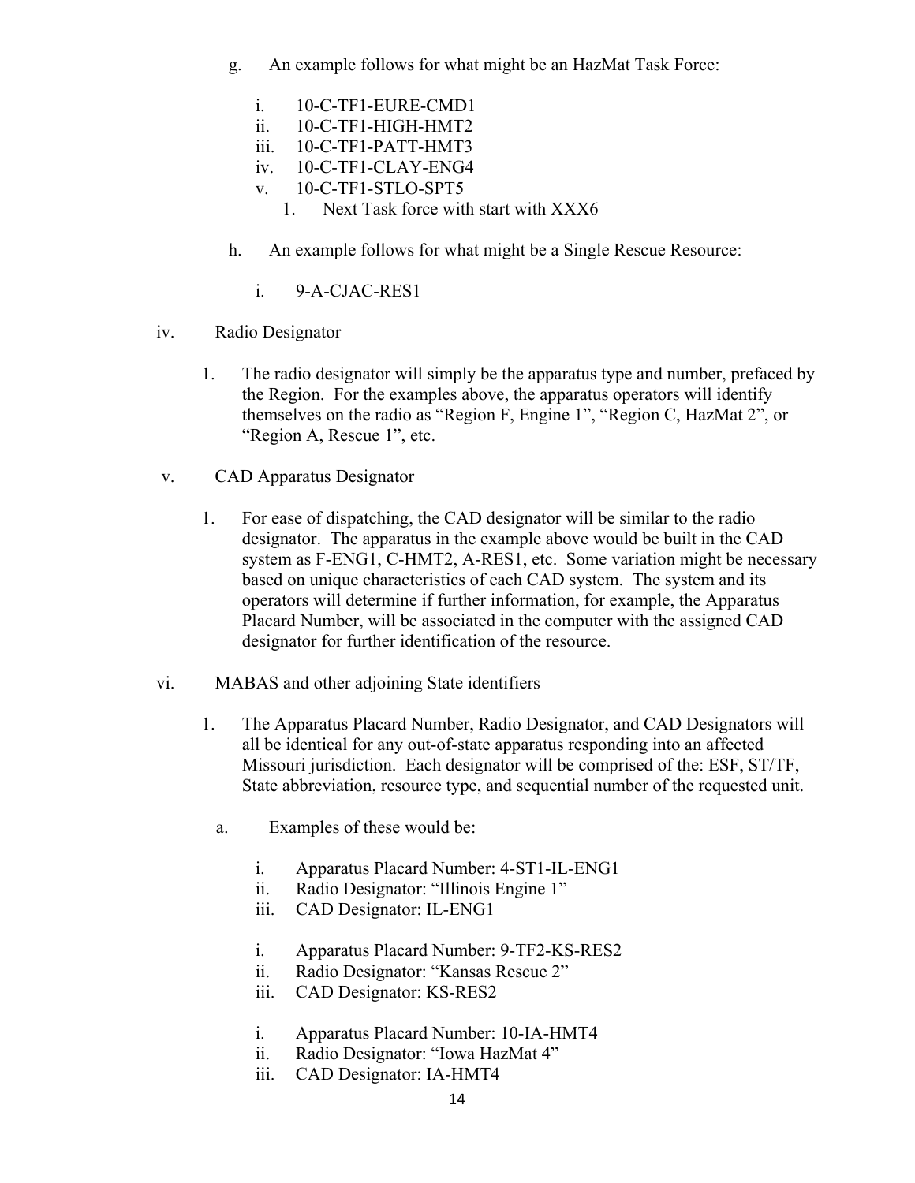g. An example follows for what might be an HazMat Task Force:

    i. 10-C-TF1-EURE-CMD1
    ii. 10-C-TF1-HIGH-HMT2
    iii. 10-C-TF1-PATT-HMT3
    iv. 10-C-TF1-CLAY-ENG4
    v. 10-C-TF1-STLO-SPT5
        1. Next Task force with start with XXX6

h. An example follows for what might be a Single Rescue Resource:

    i. 9-A-CJAC-RES1

iv. Radio Designator

1. The radio designator will simply be the apparatus type and number, prefaced by the Region. For the examples above, the apparatus operators will identify themselves on the radio as "Region F, Engine 1", "Region C, HazMat 2", or "Region A, Rescue 1", etc.

v. CAD Apparatus Designator

1. For ease of dispatching, the CAD designator will be similar to the radio designator. The apparatus in the example above would be built in the CAD system as F-ENG1, C-HMT2, A-RES1, etc. Some variation might be necessary based on unique characteristics of each CAD system. The system and its operators will determine if further information, for example, the Apparatus Placard Number, will be associated in the computer with the assigned CAD designator for further identification of the resource.

vi. MABAS and other adjoining State identifiers

1. The Apparatus Placard Number, Radio Designator, and CAD Designators will all be identical for any out-of-state apparatus responding into an affected Missouri jurisdiction. Each designator will be comprised of the: ESF, ST/TF, State abbreviation, resource type, and sequential number of the requested unit.

    a. Examples of these would be:

        i. Apparatus Placard Number: 4-ST1-IL-ENG1
        ii. Radio Designator: "Illinois Engine 1"
        iii. CAD Designator: IL-ENG1

        i. Apparatus Placard Number: 9-TF2-KS-RES2
        ii. Radio Designator: "Kansas Rescue 2"
        iii. CAD Designator: KS-RES2

        i. Apparatus Placard Number: 10-IA-HMT4
        ii. Radio Designator: "Iowa HazMat 4"
        iii. CAD Designator: IA-HMT4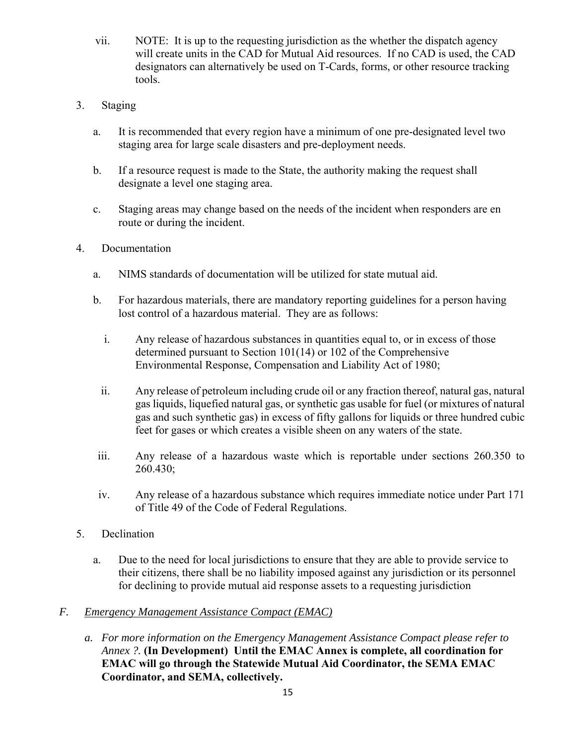vii. NOTE: It is up to the requesting jurisdiction as the whether the dispatch agency will create units in the CAD for Mutual Aid resources. If no CAD is used, the CAD designators can alternatively be used on T-Cards, forms, or other resource tracking tools.

3. Staging

   a. It is recommended that every region have a minimum of one pre-designated level two staging area for large scale disasters and pre-deployment needs.

   b. If a resource request is made to the State, the authority making the request shall designate a level one staging area.

   c. Staging areas may change based on the needs of the incident when responders are en route or during the incident.

4. Documentation

   a. NIMS standards of documentation will be utilized for state mutual aid.

   b. For hazardous materials, there are mandatory reporting guidelines for a person having lost control of a hazardous material. They are as follows:

      i. Any release of hazardous substances in quantities equal to, or in excess of those determined pursuant to Section 101(14) or 102 of the Comprehensive Environmental Response, Compensation and Liability Act of 1980;

      ii. Any release of petroleum including crude oil or any fraction thereof, natural gas, natural gas liquids, liquefied natural gas, or synthetic gas usable for fuel (or mixtures of natural gas and such synthetic gas) in excess of fifty gallons for liquids or three hundred cubic feet for gases or which creates a visible sheen on any waters of the state.

      iii. Any release of a hazardous waste which is reportable under sections 260.350 to 260.430;

      iv. Any release of a hazardous substance which requires immediate notice under Part 171 of Title 49 of the Code of Federal Regulations.

5. Declination

   a. Due to the need for local jurisdictions to ensure that they are able to provide service to their citizens, there shall be no liability imposed against any jurisdiction or its personnel for declining to provide mutual aid response assets to a requesting jurisdiction

## *F. Emergency Management Assistance Compact (EMAC)*

*a. For more information on the Emergency Management Assistance Compact please refer to Annex ?.* **(In Development) Until the EMAC Annex is complete, all coordination for EMAC will go through the Statewide Mutual Aid Coordinator, the SEMA EMAC Coordinator, and SEMA, collectively.**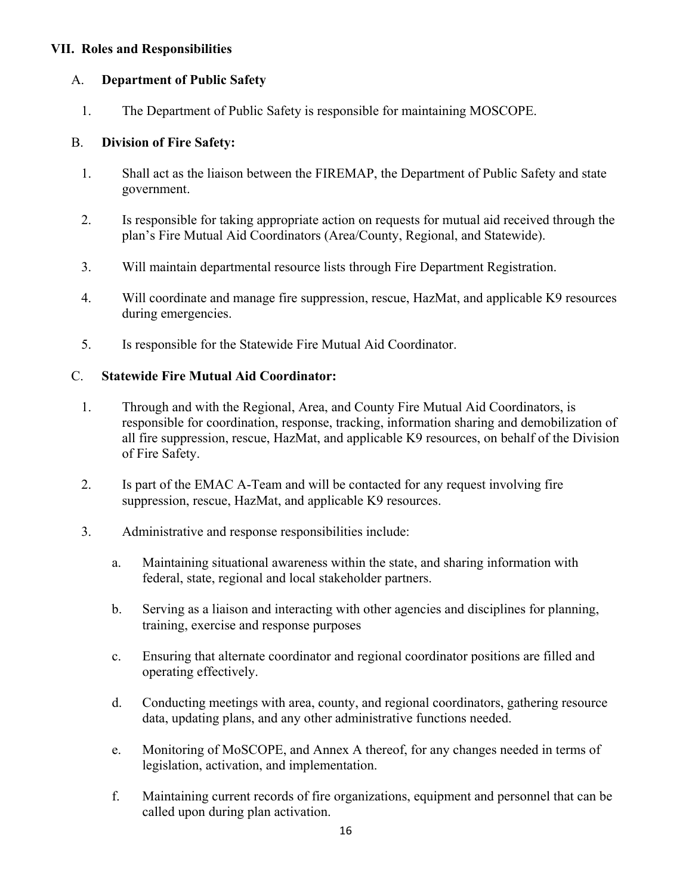## VII. Roles and Responsibilities

### A. Department of Public Safety

1. The Department of Public Safety is responsible for maintaining MOSCOPE.

### B. Division of Fire Safety:

1. Shall act as the liaison between the FIREMAP, the Department of Public Safety and state government.
2. Is responsible for taking appropriate action on requests for mutual aid received through the plan's Fire Mutual Aid Coordinators (Area/County, Regional, and Statewide).
3. Will maintain departmental resource lists through Fire Department Registration.
4. Will coordinate and manage fire suppression, rescue, HazMat, and applicable K9 resources during emergencies.
5. Is responsible for the Statewide Fire Mutual Aid Coordinator.

### C. Statewide Fire Mutual Aid Coordinator:

1. Through and with the Regional, Area, and County Fire Mutual Aid Coordinators, is responsible for coordination, response, tracking, information sharing and demobilization of all fire suppression, rescue, HazMat, and applicable K9 resources, on behalf of the Division of Fire Safety.
2. Is part of the EMAC A-Team and will be contacted for any request involving fire suppression, rescue, HazMat, and applicable K9 resources.
3. Administrative and response responsibilities include:
   - a. Maintaining situational awareness within the state, and sharing information with federal, state, regional and local stakeholder partners.
   - b. Serving as a liaison and interacting with other agencies and disciplines for planning, training, exercise and response purposes
   - c. Ensuring that alternate coordinator and regional coordinator positions are filled and operating effectively.
   - d. Conducting meetings with area, county, and regional coordinators, gathering resource data, updating plans, and any other administrative functions needed.
   - e. Monitoring of MoSCOPE, and Annex A thereof, for any changes needed in terms of legislation, activation, and implementation.
   - f. Maintaining current records of fire organizations, equipment and personnel that can be called upon during plan activation.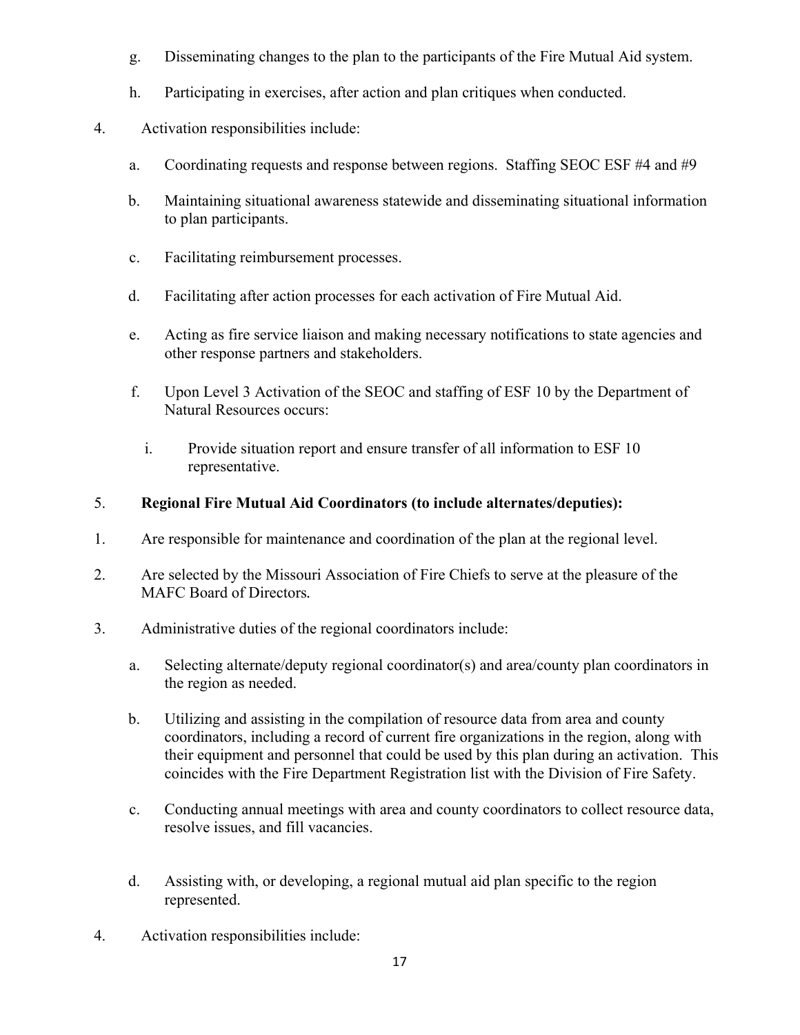g. Disseminating changes to the plan to the participants of the Fire Mutual Aid system.

h. Participating in exercises, after action and plan critiques when conducted.

4. Activation responsibilities include:

   a. Coordinating requests and response between regions. Staffing SEOC ESF #4 and #9

   b. Maintaining situational awareness statewide and disseminating situational information to plan participants.

   c. Facilitating reimbursement processes.

   d. Facilitating after action processes for each activation of Fire Mutual Aid.

   e. Acting as fire service liaison and making necessary notifications to state agencies and other response partners and stakeholders.

   f. Upon Level 3 Activation of the SEOC and staffing of ESF 10 by the Department of Natural Resources occurs:

      i. Provide situation report and ensure transfer of all information to ESF 10 representative.

5. **Regional Fire Mutual Aid Coordinators (to include alternates/deputies):**

1. Are responsible for maintenance and coordination of the plan at the regional level.

2. Are selected by the Missouri Association of Fire Chiefs to serve at the pleasure of the MAFC Board of Directors.

3. Administrative duties of the regional coordinators include:

   a. Selecting alternate/deputy regional coordinator(s) and area/county plan coordinators in the region as needed.

   b. Utilizing and assisting in the compilation of resource data from area and county coordinators, including a record of current fire organizations in the region, along with their equipment and personnel that could be used by this plan during an activation. This coincides with the Fire Department Registration list with the Division of Fire Safety.

   c. Conducting annual meetings with area and county coordinators to collect resource data, resolve issues, and fill vacancies.

   d. Assisting with, or developing, a regional mutual aid plan specific to the region represented.

4. Activation responsibilities include: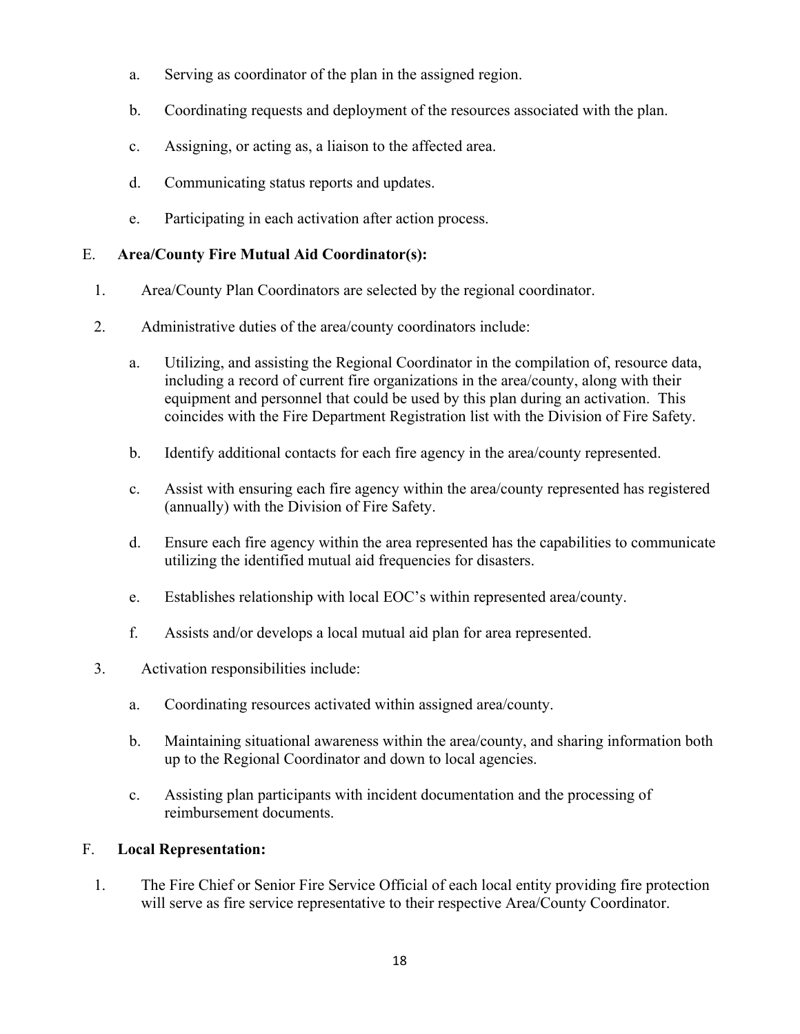a. Serving as coordinator of the plan in the assigned region.

b. Coordinating requests and deployment of the resources associated with the plan.

c. Assigning, or acting as, a liaison to the affected area.

d. Communicating status reports and updates.

e. Participating in each activation after action process.

E. **Area/County Fire Mutual Aid Coordinator(s):**

1. Area/County Plan Coordinators are selected by the regional coordinator.

2. Administrative duties of the area/county coordinators include:

   a. Utilizing, and assisting the Regional Coordinator in the compilation of, resource data, including a record of current fire organizations in the area/county, along with their equipment and personnel that could be used by this plan during an activation. This coincides with the Fire Department Registration list with the Division of Fire Safety.

   b. Identify additional contacts for each fire agency in the area/county represented.

   c. Assist with ensuring each fire agency within the area/county represented has registered (annually) with the Division of Fire Safety.

   d. Ensure each fire agency within the area represented has the capabilities to communicate utilizing the identified mutual aid frequencies for disasters.

   e. Establishes relationship with local EOC's within represented area/county.

   f. Assists and/or develops a local mutual aid plan for area represented.

3. Activation responsibilities include:

   a. Coordinating resources activated within assigned area/county.

   b. Maintaining situational awareness within the area/county, and sharing information both up to the Regional Coordinator and down to local agencies.

   c. Assisting plan participants with incident documentation and the processing of reimbursement documents.

F. **Local Representation:**

1. The Fire Chief or Senior Fire Service Official of each local entity providing fire protection will serve as fire service representative to their respective Area/County Coordinator.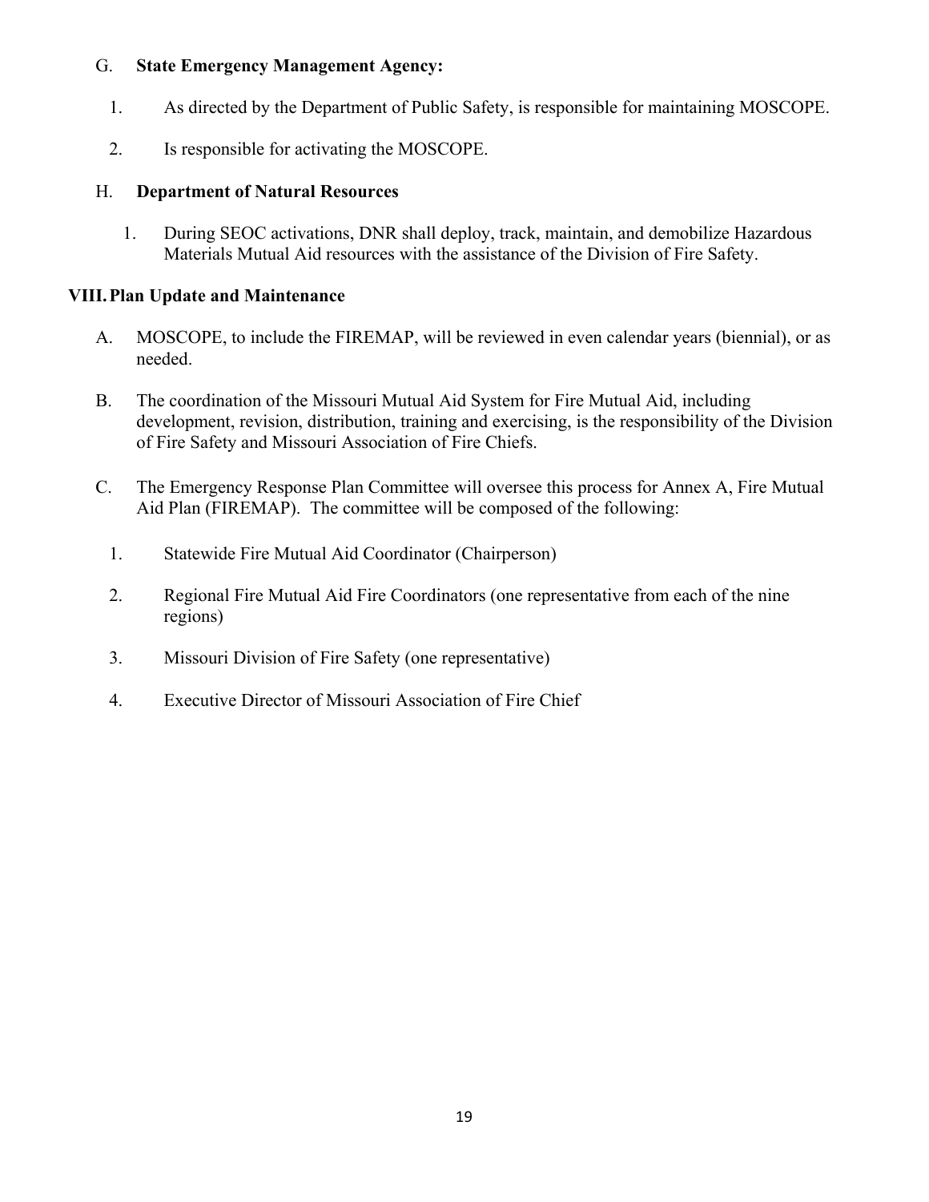G. **State Emergency Management Agency:**

1. As directed by the Department of Public Safety, is responsible for maintaining MOSCOPE.

2. Is responsible for activating the MOSCOPE.

H. **Department of Natural Resources**

1. During SEOC activations, DNR shall deploy, track, maintain, and demobilize Hazardous Materials Mutual Aid resources with the assistance of the Division of Fire Safety.

## VIII. Plan Update and Maintenance

A. MOSCOPE, to include the FIREMAP, will be reviewed in even calendar years (biennial), or as needed.

B. The coordination of the Missouri Mutual Aid System for Fire Mutual Aid, including development, revision, distribution, training and exercising, is the responsibility of the Division of Fire Safety and Missouri Association of Fire Chiefs.

C. The Emergency Response Plan Committee will oversee this process for Annex A, Fire Mutual Aid Plan (FIREMAP). The committee will be composed of the following:

1. Statewide Fire Mutual Aid Coordinator (Chairperson)

2. Regional Fire Mutual Aid Fire Coordinators (one representative from each of the nine regions)

3. Missouri Division of Fire Safety (one representative)

4. Executive Director of Missouri Association of Fire Chief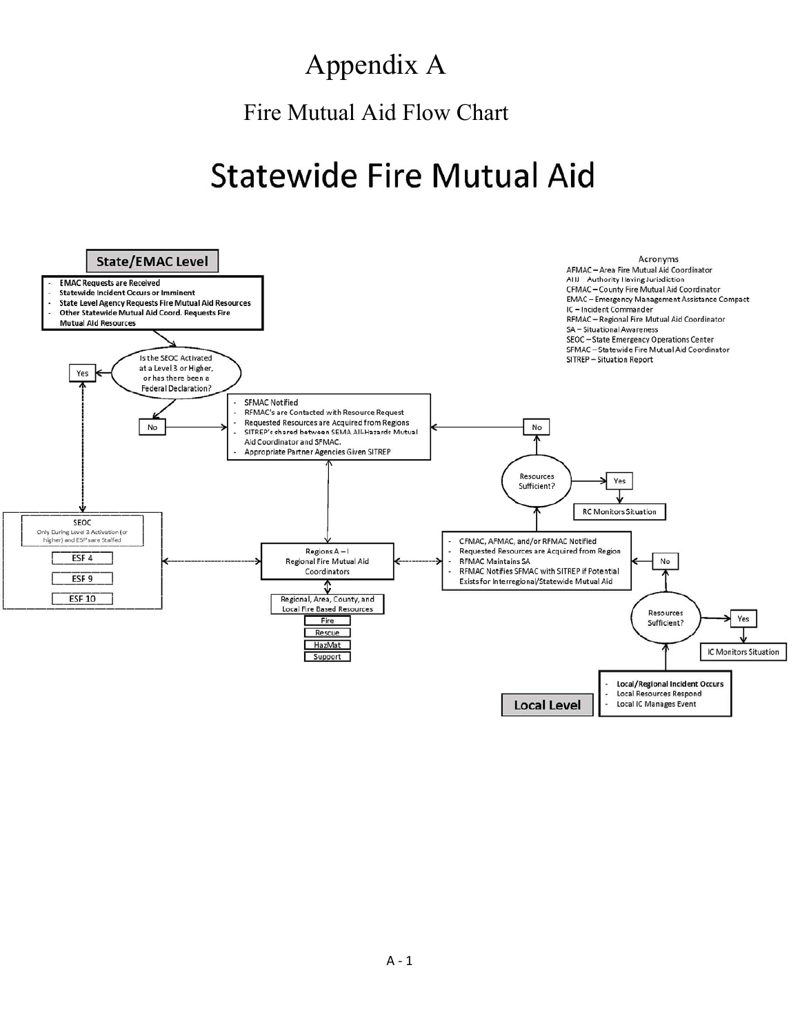# Appendix A

## Fire Mutual Aid Flow Chart

# Statewide Fire Mutual Aid

**State/EMAC Level**

- **EMAC Requests are Received**
- **Statewide Incident Occurs or Imminent**
- **State Level Agency Requests Fire Mutual Aid Resources**
- **Other Statewide Mutual Aid Coord. Requests Fire Mutual Aid Resources**

Is the SEOC Activated at a Level 3 or Higher, or has there been a Federal Declaration?

Yes

No

- SFMAC Notified
- RFMAC's are Contacted with Resource Request
- Requested Resources are Acquired from Regions
- SITREP's shared between SEMA All-Hazards Mutual Aid Coordinator and SFMAC.
- Appropriate Partner Agencies Given SITREP

SEOC
Only During Level 3 Activation (or higher) and ESF's are Staffed

ESF 4

ESF 9

ESF 10

Regions A – I
Regional Fire Mutual Aid Coordinators

Regional, Area, County, and Local Fire Based Resources

- Fire
- Rescue
- HazMat
- Support

Resources Sufficient?

Yes

No

RC Monitors Situation

- CFMAC, AFMAC, and/or RFMAC Notified
- Requested Resources are Acquired from Region
- RFMAC Maintains SA
- RFMAC Notifies SFMAC with SITREP if Potential Exists for Interregional/Statewide Mutual Aid

Resources Sufficient?

Yes

No

IC Monitors Situation

**Local Level**

- **Local/Regional Incident Occurs**
- Local Resources Respond
- Local IC Manages Event

Acronyms

AFMAC – Area Fire Mutual Aid Coordinator
AHJ – Authority Having Jurisdiction
CFMAC – County Fire Mutual Aid Coordinator
EMAC – Emergency Management Assistance Compact
IC – Incident Commander
RFMAC – Regional Fire Mutual Aid Coordinator
SA – Situational Awareness
SEOC – State Emergency Operations Center
SFMAC – Statewide Fire Mutual Aid Coordinator
SITREP – Situation Report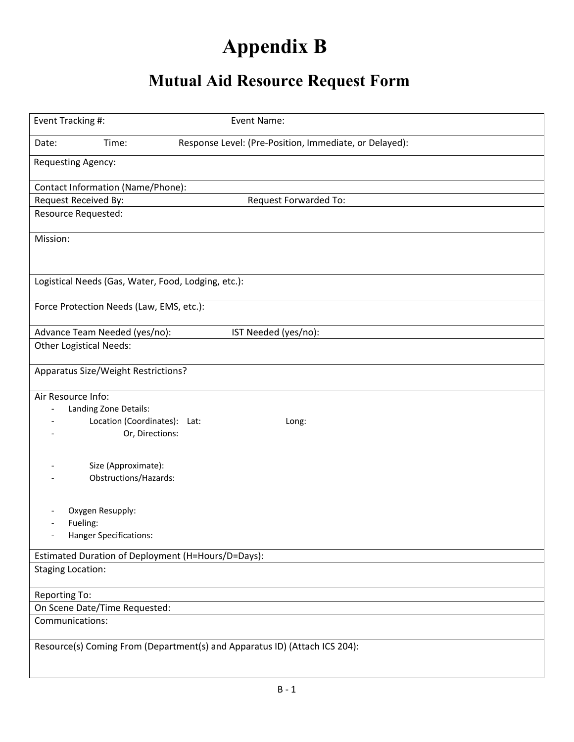# Appendix B

## Mutual Aid Resource Request Form

| Event Tracking #: Event Name: |
|---|
| Date: Time: Response Level: (Pre-Position, Immediate, or Delayed): |
| Requesting Agency: |
| Contact Information (Name/Phone): |
| Request Received By: Request Forwarded To: |
| Resource Requested: |
| Mission: |
| Logistical Needs (Gas, Water, Food, Lodging, etc.): |
| Force Protection Needs (Law, EMS, etc.): |
| Advance Team Needed (yes/no): IST Needed (yes/no): |
| Other Logistical Needs: |
| Apparatus Size/Weight Restrictions? |
| Air Resource Info:<br>- Landing Zone Details:<br>- Location (Coordinates): Lat: Long:<br>- Or, Directions:<br>- Size (Approximate):<br>- Obstructions/Hazards:<br>- Oxygen Resupply:<br>- Fueling:<br>- Hanger Specifications: |
| Estimated Duration of Deployment (H=Hours/D=Days): |
| Staging Location: |
| Reporting To: |
| On Scene Date/Time Requested: |
| Communications: |
| Resource(s) Coming From (Department(s) and Apparatus ID) (Attach ICS 204): |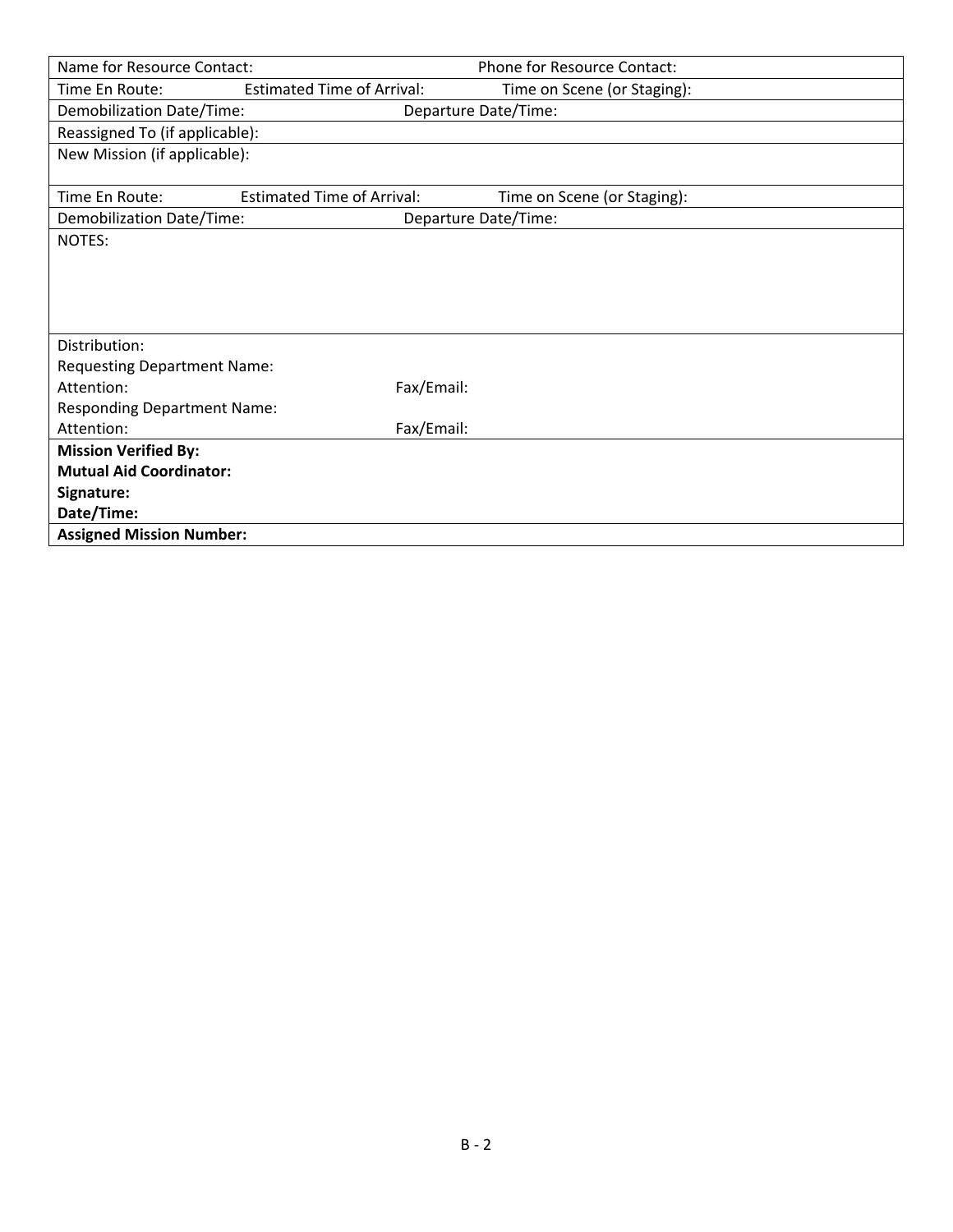| Name for Resource Contact: | | Phone for Resource Contact: |
|---|---|---|
| Time En Route: | Estimated Time of Arrival: | Time on Scene (or Staging): |
| Demobilization Date/Time: | Departure Date/Time: | |
| Reassigned To (if applicable): | | |
| New Mission (if applicable): | | |
| Time En Route: | Estimated Time of Arrival: | Time on Scene (or Staging): |
| Demobilization Date/Time: | Departure Date/Time: | |
| NOTES: | | |
| Distribution:<br>Requesting Department Name:<br>Attention:<br>Responding Department Name:<br>Attention: | <br><br>Fax/Email:<br><br>Fax/Email: | |
| **Mission Verified By:**<br>**Mutual Aid Coordinator:**<br>**Signature:**<br>**Date/Time:** | | |
| **Assigned Mission Number:** | | |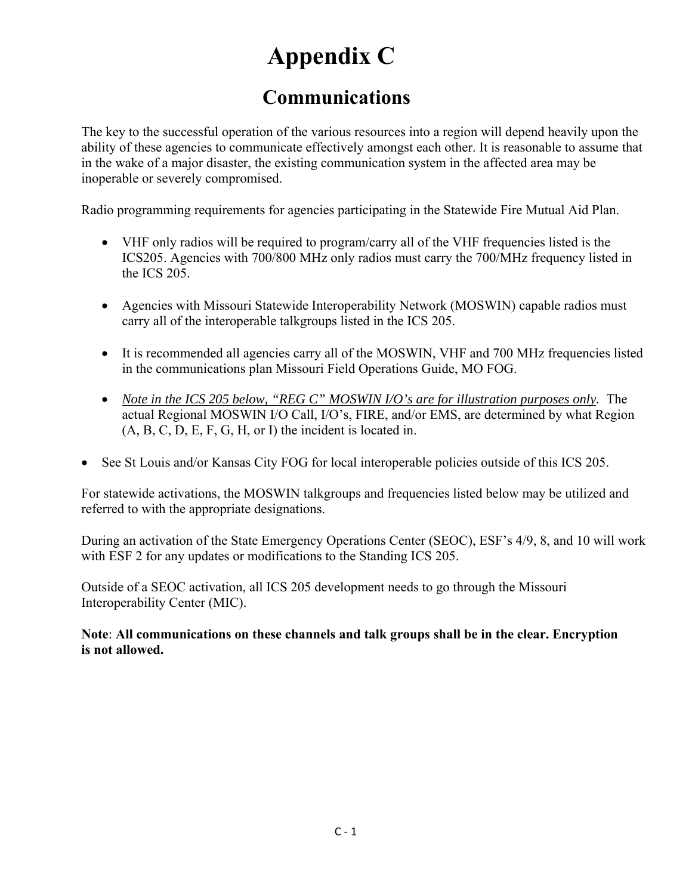# Appendix C

## Communications

The key to the successful operation of the various resources into a region will depend heavily upon the ability of these agencies to communicate effectively amongst each other. It is reasonable to assume that in the wake of a major disaster, the existing communication system in the affected area may be inoperable or severely compromised.

Radio programming requirements for agencies participating in the Statewide Fire Mutual Aid Plan.

- VHF only radios will be required to program/carry all of the VHF frequencies listed is the ICS205. Agencies with 700/800 MHz only radios must carry the 700/MHz frequency listed in the ICS 205.

- Agencies with Missouri Statewide Interoperability Network (MOSWIN) capable radios must carry all of the interoperable talkgroups listed in the ICS 205.

- It is recommended all agencies carry all of the MOSWIN, VHF and 700 MHz frequencies listed in the communications plan Missouri Field Operations Guide, MO FOG.

- *Note in the ICS 205 below, "REG C" MOSWIN I/O's are for illustration purposes only.* The actual Regional MOSWIN I/O Call, I/O's, FIRE, and/or EMS, are determined by what Region (A, B, C, D, E, F, G, H, or I) the incident is located in.

- See St Louis and/or Kansas City FOG for local interoperable policies outside of this ICS 205.

For statewide activations, the MOSWIN talkgroups and frequencies listed below may be utilized and referred to with the appropriate designations.

During an activation of the State Emergency Operations Center (SEOC), ESF's 4/9, 8, and 10 will work with ESF 2 for any updates or modifications to the Standing ICS 205.

Outside of a SEOC activation, all ICS 205 development needs to go through the Missouri Interoperability Center (MIC).

**Note**: **All communications on these channels and talk groups shall be in the clear. Encryption is not allowed.**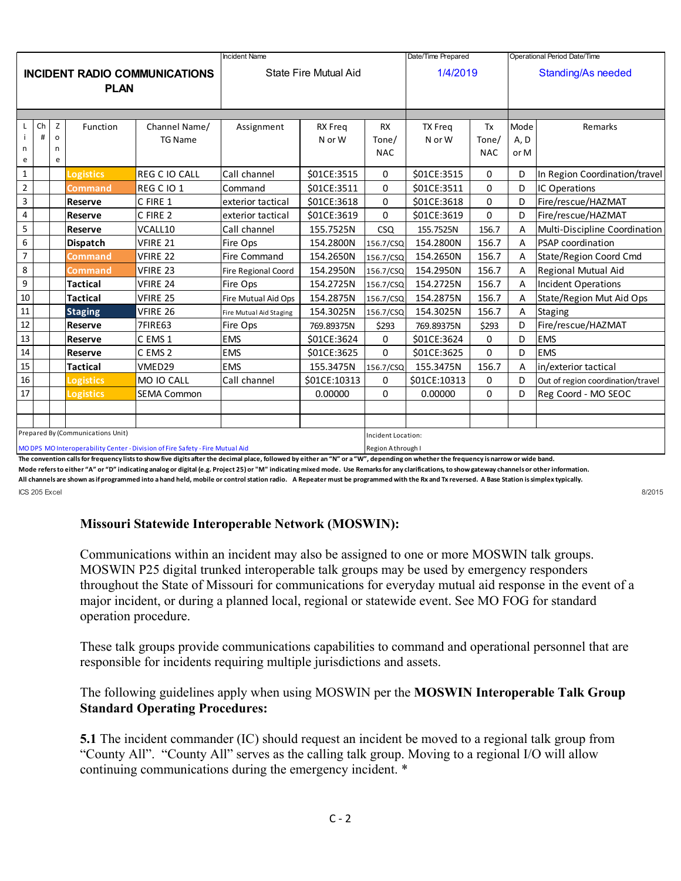| INCIDENT RADIO COMMUNICATIONS PLAN | | | | Incident Name: State Fire Mutual Aid | | | Date/Time Prepared: 1/4/2019 | | Operational Period Date/Time: Standing/As needed | | |
|---|---|---|---|---|---|---|---|---|---|---|---|
| Line | Ch # | Zone | Function | Channel Name/ TG Name | Assignment | RX Freq N or W | RX Tone/ NAC | TX Freq N or W | Tx Tone/ NAC | Mode A, D or M | Remarks |
| 1 | | | Logistics | REG C IO CALL | Call channel | $01CE:3515 | 0 | $01CE:3515 | 0 | D | In Region Coordination/travel |
| 2 | | | Command | REG C IO 1 | Command | $01CE:3511 | 0 | $01CE:3511 | 0 | D | IC Operations |
| 3 | | | Reserve | C FIRE 1 | exterior tactical | $01CE:3618 | 0 | $01CE:3618 | 0 | D | Fire/rescue/HAZMAT |
| 4 | | | Reserve | C FIRE 2 | exterior tactical | $01CE:3619 | 0 | $01CE:3619 | 0 | D | Fire/rescue/HAZMAT |
| 5 | | | Reserve | VCALL10 | Call channel | 155.7525N | CSQ | 155.7525N | 156.7 | A | Multi-Discipline Coordination |
| 6 | | | Dispatch | VFIRE 21 | Fire Ops | 154.2800N | 156.7/CSQ | 154.2800N | 156.7 | A | PSAP coordination |
| 7 | | | Command | VFIRE 22 | Fire Command | 154.2650N | 156.7/CSQ | 154.2650N | 156.7 | A | State/Region Coord Cmd |
| 8 | | | Command | VFIRE 23 | Fire Regional Coord | 154.2950N | 156.7/CSQ | 154.2950N | 156.7 | A | Regional Mutual Aid |
| 9 | | | Tactical | VFIRE 24 | Fire Ops | 154.2725N | 156.7/CSQ | 154.2725N | 156.7 | A | Incident Operations |
| 10 | | | Tactical | VFIRE 25 | Fire Mutual Aid Ops | 154.2875N | 156.7/CSQ | 154.2875N | 156.7 | A | State/Region Mut Aid Ops |
| 11 | | | Staging | VFIRE 26 | Fire Mutual Aid Staging | 154.3025N | 156.7/CSQ | 154.3025N | 156.7 | A | Staging |
| 12 | | | Reserve | 7FIRE63 | Fire Ops | 769.89375N | $293 | 769.89375N | $293 | D | Fire/rescue/HAZMAT |
| 13 | | | Reserve | C EMS 1 | EMS | $01CE:3624 | 0 | $01CE:3624 | 0 | D | EMS |
| 14 | | | Reserve | C EMS 2 | EMS | $01CE:3625 | 0 | $01CE:3625 | 0 | D | EMS |
| 15 | | | Tactical | VMED29 | EMS | 155.3475N | 156.7/CSQ | 155.3475N | 156.7 | A | in/exterior tactical |
| 16 | | | Logistics | MO IO CALL | Call channel | $01CE:10313 | 0 | $01CE:10313 | 0 | D | Out of region coordination/travel |
| 17 | | | Logistics | SEMA Common | | 0.00000 | 0 | 0.00000 | 0 | D | Reg Coord - MO SEOC |
| | | | | | | | | | | | |
| | | | | | | | | | | | |
| Prepared By (Communications Unit): MO DPS MO Interoperability Center - Division of Fire Safety - Fire Mutual Aid | | | | | | | Incident Location: Region A through I | | | | |

**The convention calls for frequency lists to show five digits after the decimal place, followed by either an "N" or a "W", depending on whether the frequency is narrow or wide band.**
**Mode refers to either "A" or "D" indicating analog or digital (e.g. Project 25) or "M" indicating mixed mode. Use Remarks for any clarifications, to show gateway channels or other information.**
**All channels are shown as if programmed into a hand held, mobile or control station radio. A Repeater must be programmed with the Rx and Tx reversed. A Base Station is simplex typically.**

ICS 205 Excel 8/2015

## Missouri Statewide Interoperable Network (MOSWIN):

Communications within an incident may also be assigned to one or more MOSWIN talk groups. MOSWIN P25 digital trunked interoperable talk groups may be used by emergency responders throughout the State of Missouri for communications for everyday mutual aid response in the event of a major incident, or during a planned local, regional or statewide event. See MO FOG for standard operation procedure.

These talk groups provide communications capabilities to command and operational personnel that are responsible for incidents requiring multiple jurisdictions and assets.

The following guidelines apply when using MOSWIN per the **MOSWIN Interoperable Talk Group Standard Operating Procedures:**

**5.1** The incident commander (IC) should request an incident be moved to a regional talk group from "County All". "County All" serves as the calling talk group. Moving to a regional I/O will allow continuing communications during the emergency incident. *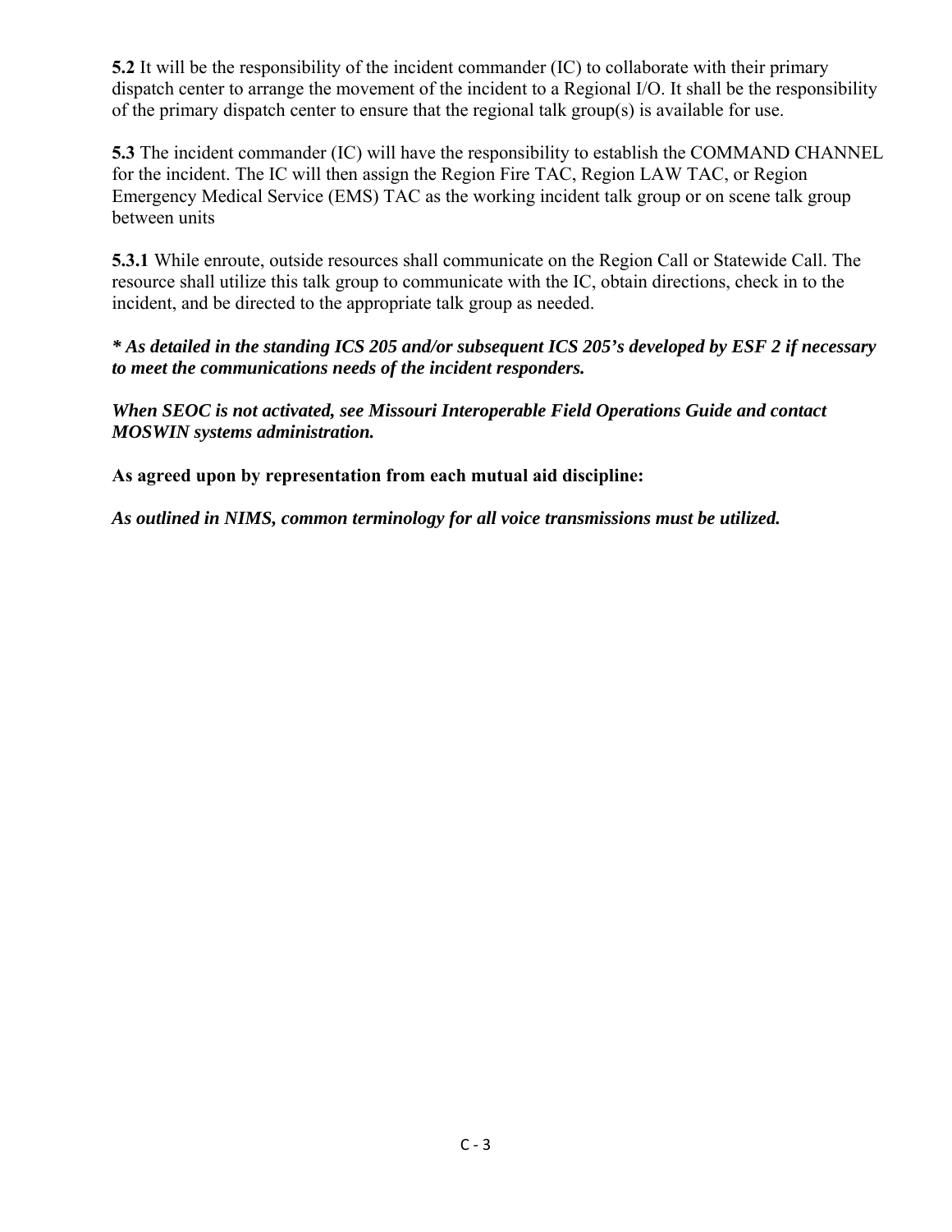**5.2** It will be the responsibility of the incident commander (IC) to collaborate with their primary dispatch center to arrange the movement of the incident to a Regional I/O. It shall be the responsibility of the primary dispatch center to ensure that the regional talk group(s) is available for use.

**5.3** The incident commander (IC) will have the responsibility to establish the COMMAND CHANNEL for the incident. The IC will then assign the Region Fire TAC, Region LAW TAC, or Region Emergency Medical Service (EMS) TAC as the working incident talk group or on scene talk group between units

**5.3.1** While enroute, outside resources shall communicate on the Region Call or Statewide Call. The resource shall utilize this talk group to communicate with the IC, obtain directions, check in to the incident, and be directed to the appropriate talk group as needed.

***\* As detailed in the standing ICS 205 and/or subsequent ICS 205's developed by ESF 2 if necessary to meet the communications needs of the incident responders.***

***When SEOC is not activated, see Missouri Interoperable Field Operations Guide and contact MOSWIN systems administration.***

**As agreed upon by representation from each mutual aid discipline:**

***As outlined in NIMS, common terminology for all voice transmissions must be utilized.***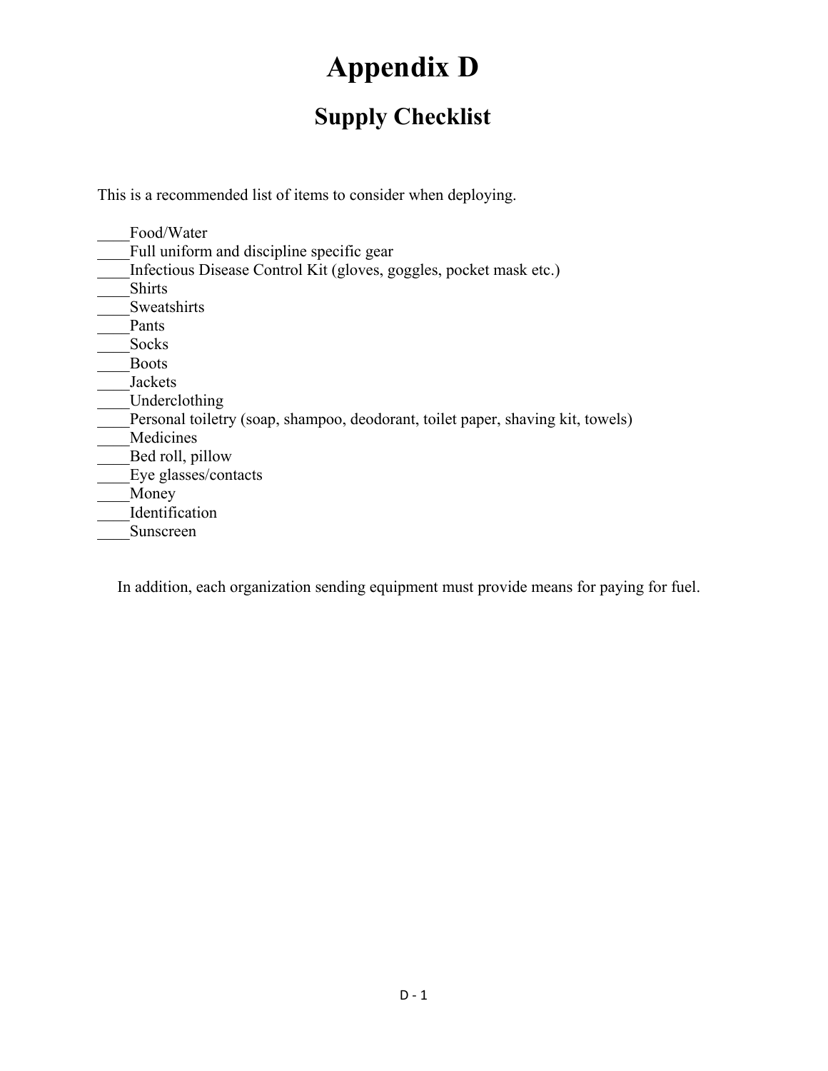# Appendix D

## Supply Checklist

This is a recommended list of items to consider when deploying.

____Food/Water
____Full uniform and discipline specific gear
____Infectious Disease Control Kit (gloves, goggles, pocket mask etc.)
____Shirts
____Sweatshirts
____Pants
____Socks
____Boots
____Jackets
____Underclothing
____Personal toiletry (soap, shampoo, deodorant, toilet paper, shaving kit, towels)
____Medicines
____Bed roll, pillow
____Eye glasses/contacts
____Money
____Identification
____Sunscreen

In addition, each organization sending equipment must provide means for paying for fuel.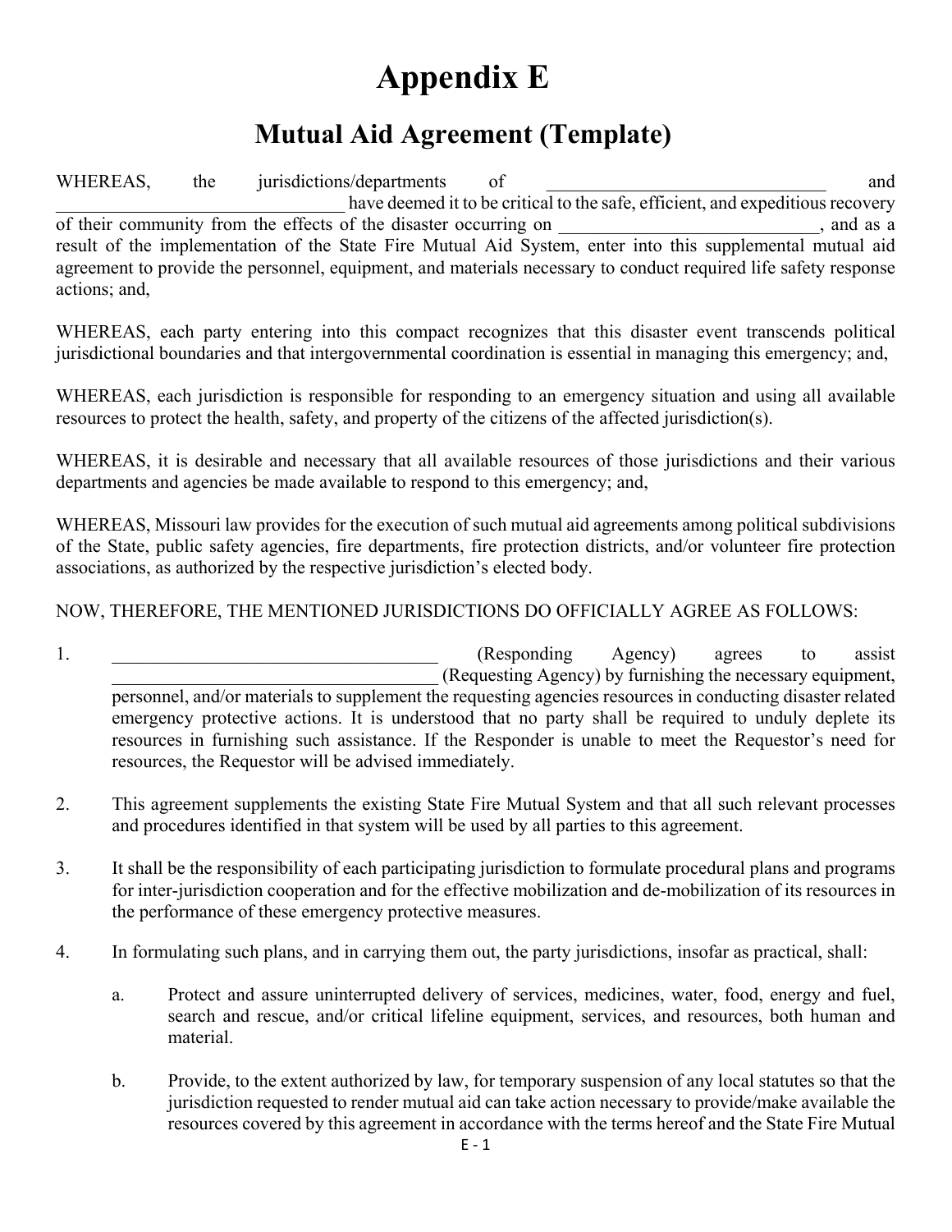# Appendix E

## Mutual Aid Agreement (Template)

WHEREAS, the jurisdictions/departments of ______________________________ and ______________________________ have deemed it to be critical to the safe, efficient, and expeditious recovery of their community from the effects of the disaster occurring on ____________________________, and as a result of the implementation of the State Fire Mutual Aid System, enter into this supplemental mutual aid agreement to provide the personnel, equipment, and materials necessary to conduct required life safety response actions; and,

WHEREAS, each party entering into this compact recognizes that this disaster event transcends political jurisdictional boundaries and that intergovernmental coordination is essential in managing this emergency; and,

WHEREAS, each jurisdiction is responsible for responding to an emergency situation and using all available resources to protect the health, safety, and property of the citizens of the affected jurisdiction(s).

WHEREAS, it is desirable and necessary that all available resources of those jurisdictions and their various departments and agencies be made available to respond to this emergency; and,

WHEREAS, Missouri law provides for the execution of such mutual aid agreements among political subdivisions of the State, public safety agencies, fire departments, fire protection districts, and/or volunteer fire protection associations, as authorized by the respective jurisdiction's elected body.

NOW, THEREFORE, THE MENTIONED JURISDICTIONS DO OFFICIALLY AGREE AS FOLLOWS:

1. ___________________________________ (Responding Agency) agrees to assist ___________________________________ (Requesting Agency) by furnishing the necessary equipment, personnel, and/or materials to supplement the requesting agencies resources in conducting disaster related emergency protective actions. It is understood that no party shall be required to unduly deplete its resources in furnishing such assistance. If the Responder is unable to meet the Requestor's need for resources, the Requestor will be advised immediately.

2. This agreement supplements the existing State Fire Mutual System and that all such relevant processes and procedures identified in that system will be used by all parties to this agreement.

3. It shall be the responsibility of each participating jurisdiction to formulate procedural plans and programs for inter-jurisdiction cooperation and for the effective mobilization and de-mobilization of its resources in the performance of these emergency protective measures.

4. In formulating such plans, and in carrying them out, the party jurisdictions, insofar as practical, shall:

   a. Protect and assure uninterrupted delivery of services, medicines, water, food, energy and fuel, search and rescue, and/or critical lifeline equipment, services, and resources, both human and material.

   b. Provide, to the extent authorized by law, for temporary suspension of any local statutes so that the jurisdiction requested to render mutual aid can take action necessary to provide/make available the resources covered by this agreement in accordance with the terms hereof and the State Fire Mutual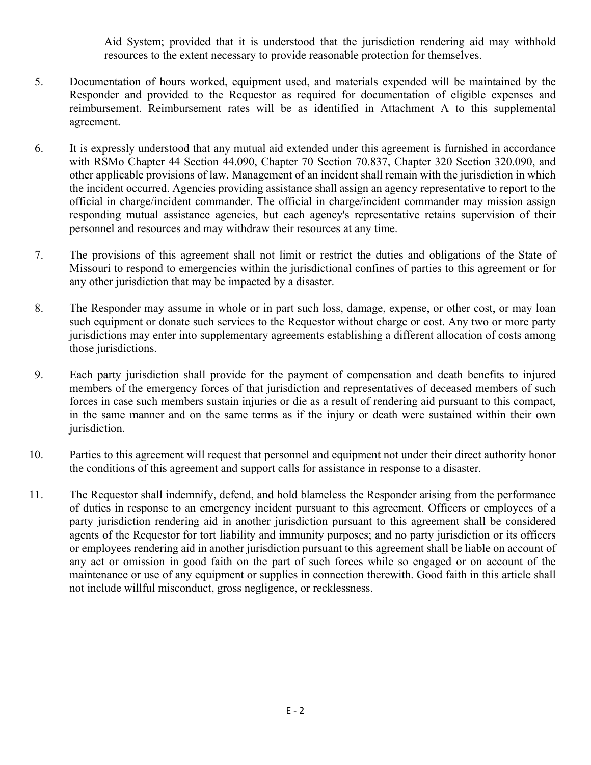Aid System; provided that it is understood that the jurisdiction rendering aid may withhold resources to the extent necessary to provide reasonable protection for themselves.

5. Documentation of hours worked, equipment used, and materials expended will be maintained by the Responder and provided to the Requestor as required for documentation of eligible expenses and reimbursement. Reimbursement rates will be as identified in Attachment A to this supplemental agreement.

6. It is expressly understood that any mutual aid extended under this agreement is furnished in accordance with RSMo Chapter 44 Section 44.090, Chapter 70 Section 70.837, Chapter 320 Section 320.090, and other applicable provisions of law. Management of an incident shall remain with the jurisdiction in which the incident occurred. Agencies providing assistance shall assign an agency representative to report to the official in charge/incident commander. The official in charge/incident commander may mission assign responding mutual assistance agencies, but each agency's representative retains supervision of their personnel and resources and may withdraw their resources at any time.

7. The provisions of this agreement shall not limit or restrict the duties and obligations of the State of Missouri to respond to emergencies within the jurisdictional confines of parties to this agreement or for any other jurisdiction that may be impacted by a disaster.

8. The Responder may assume in whole or in part such loss, damage, expense, or other cost, or may loan such equipment or donate such services to the Requestor without charge or cost. Any two or more party jurisdictions may enter into supplementary agreements establishing a different allocation of costs among those jurisdictions.

9. Each party jurisdiction shall provide for the payment of compensation and death benefits to injured members of the emergency forces of that jurisdiction and representatives of deceased members of such forces in case such members sustain injuries or die as a result of rendering aid pursuant to this compact, in the same manner and on the same terms as if the injury or death were sustained within their own jurisdiction.

10. Parties to this agreement will request that personnel and equipment not under their direct authority honor the conditions of this agreement and support calls for assistance in response to a disaster.

11. The Requestor shall indemnify, defend, and hold blameless the Responder arising from the performance of duties in response to an emergency incident pursuant to this agreement. Officers or employees of a party jurisdiction rendering aid in another jurisdiction pursuant to this agreement shall be considered agents of the Requestor for tort liability and immunity purposes; and no party jurisdiction or its officers or employees rendering aid in another jurisdiction pursuant to this agreement shall be liable on account of any act or omission in good faith on the part of such forces while so engaged or on account of the maintenance or use of any equipment or supplies in connection therewith. Good faith in this article shall not include willful misconduct, gross negligence, or recklessness.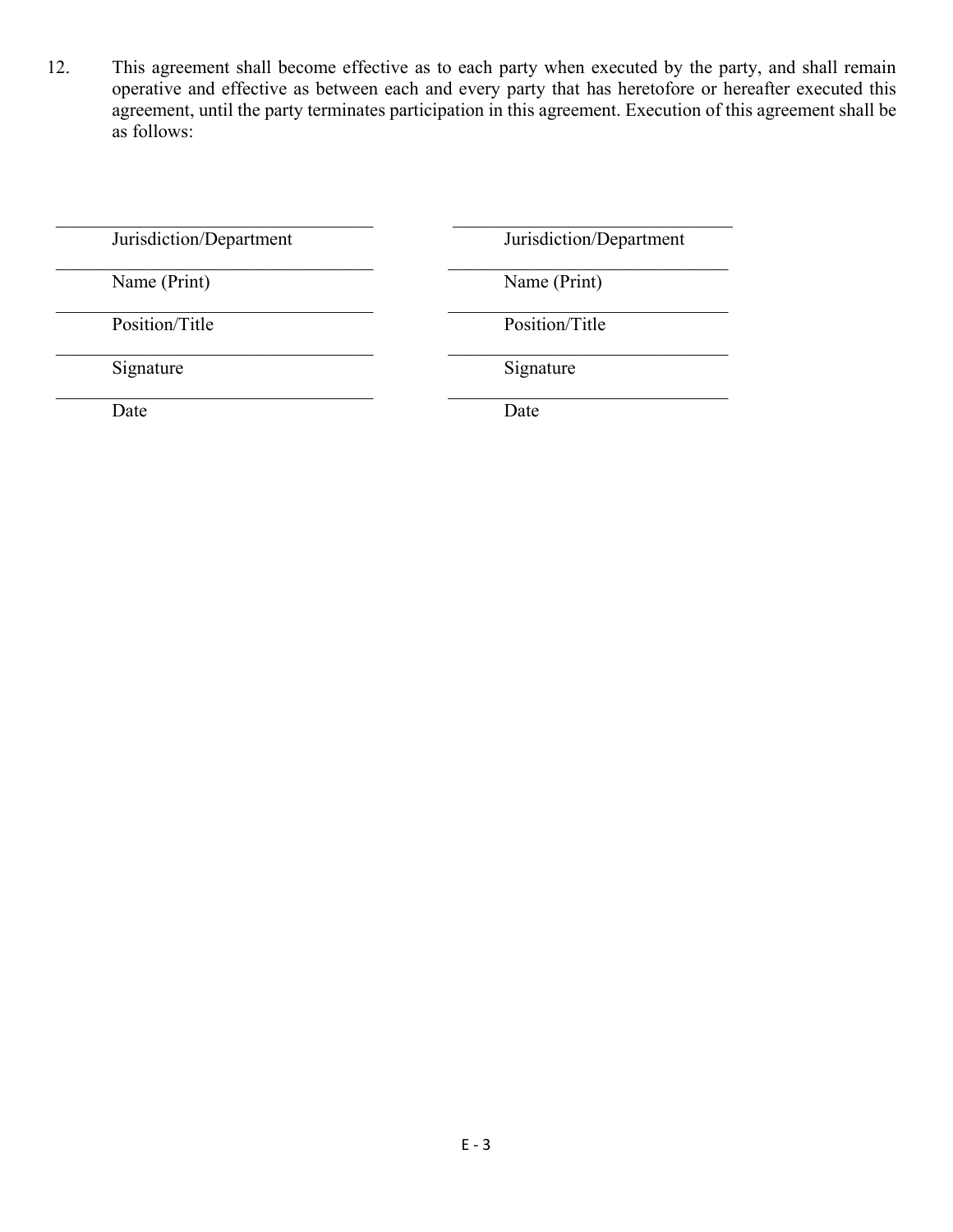12. This agreement shall become effective as to each party when executed by the party, and shall remain operative and effective as between each and every party that has heretofore or hereafter executed this agreement, until the party terminates participation in this agreement. Execution of this agreement shall be as follows:

| | |
|---|---|
| ______________________________ | ______________________________ |
| Jurisdiction/Department | Jurisdiction/Department |
| ______________________________ | ______________________________ |
| Name (Print) | Name (Print) |
| ______________________________ | ______________________________ |
| Position/Title | Position/Title |
| ______________________________ | ______________________________ |
| Signature | Signature |
| ______________________________ | ______________________________ |
| Date | Date |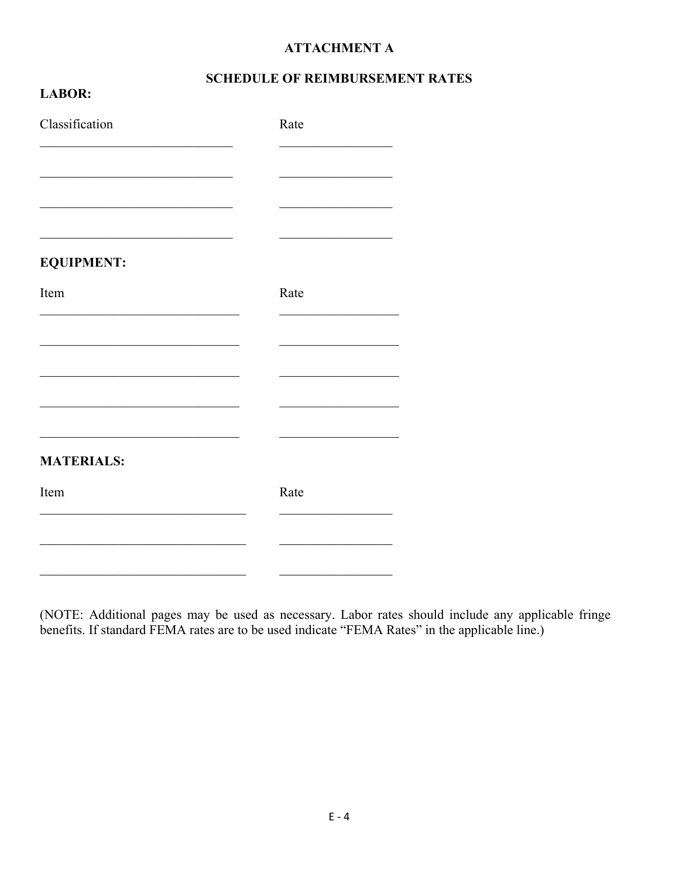**ATTACHMENT A**

**SCHEDULE OF REIMBURSEMENT RATES**

**LABOR:**

| Classification | Rate |
| --- | --- |
| | |
| | |
| | |
| | |

**EQUIPMENT:**

| Item | Rate |
| --- | --- |
| | |
| | |
| | |
| | |
| | |

**MATERIALS:**

| Item | Rate |
| --- | --- |
| | |
| | |
| | |

(NOTE: Additional pages may be used as necessary. Labor rates should include any applicable fringe benefits. If standard FEMA rates are to be used indicate "FEMA Rates" in the applicable line.)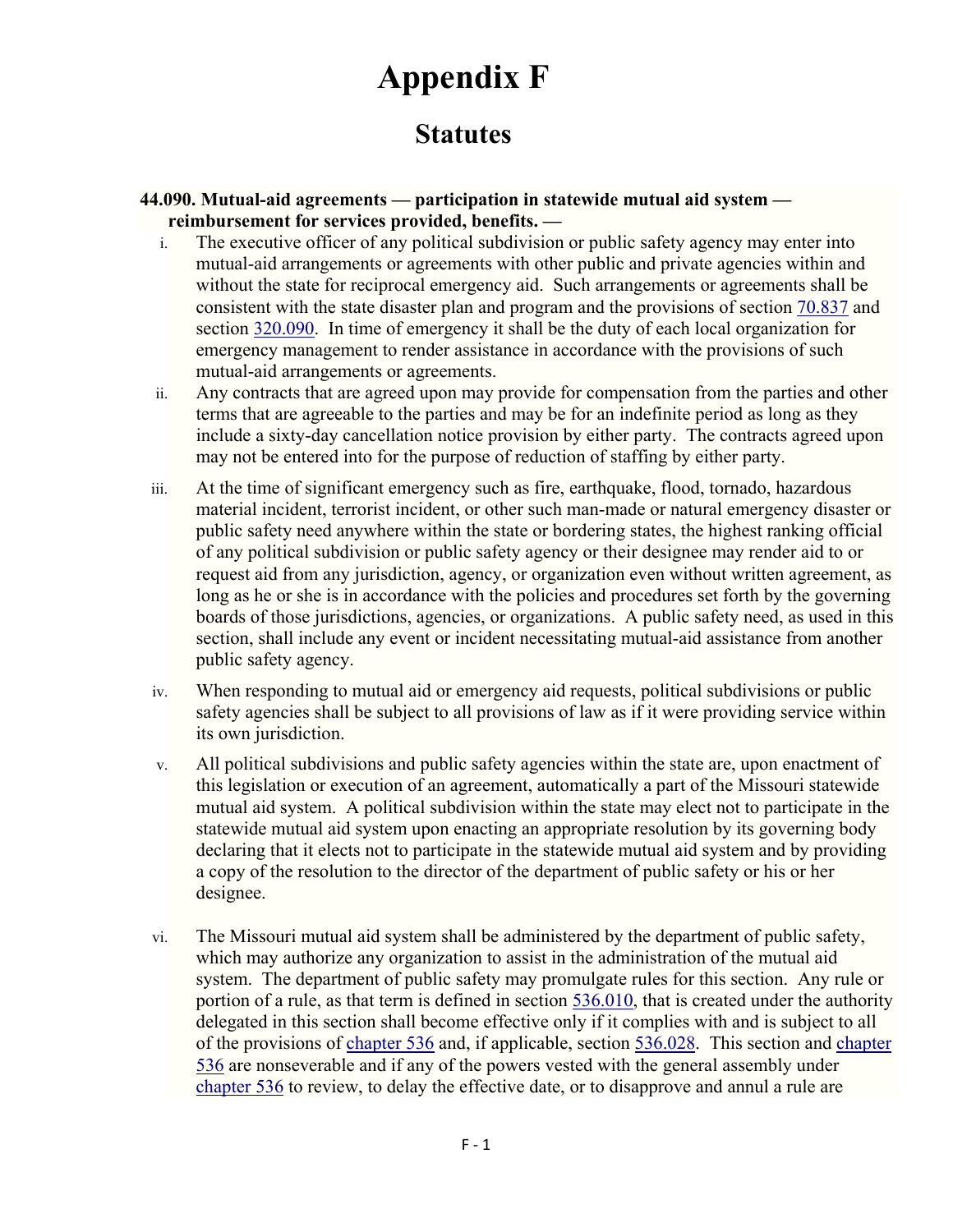# Appendix F

## Statutes

**44.090. Mutual-aid agreements — participation in statewide mutual aid system — reimbursement for services provided, benefits. —**

i. The executive officer of any political subdivision or public safety agency may enter into mutual-aid arrangements or agreements with other public and private agencies within and without the state for reciprocal emergency aid. Such arrangements or agreements shall be consistent with the state disaster plan and program and the provisions of section 70.837 and section 320.090. In time of emergency it shall be the duty of each local organization for emergency management to render assistance in accordance with the provisions of such mutual-aid arrangements or agreements.

ii. Any contracts that are agreed upon may provide for compensation from the parties and other terms that are agreeable to the parties and may be for an indefinite period as long as they include a sixty-day cancellation notice provision by either party. The contracts agreed upon may not be entered into for the purpose of reduction of staffing by either party.

iii. At the time of significant emergency such as fire, earthquake, flood, tornado, hazardous material incident, terrorist incident, or other such man-made or natural emergency disaster or public safety need anywhere within the state or bordering states, the highest ranking official of any political subdivision or public safety agency or their designee may render aid to or request aid from any jurisdiction, agency, or organization even without written agreement, as long as he or she is in accordance with the policies and procedures set forth by the governing boards of those jurisdictions, agencies, or organizations. A public safety need, as used in this section, shall include any event or incident necessitating mutual-aid assistance from another public safety agency.

iv. When responding to mutual aid or emergency aid requests, political subdivisions or public safety agencies shall be subject to all provisions of law as if it were providing service within its own jurisdiction.

v. All political subdivisions and public safety agencies within the state are, upon enactment of this legislation or execution of an agreement, automatically a part of the Missouri statewide mutual aid system. A political subdivision within the state may elect not to participate in the statewide mutual aid system upon enacting an appropriate resolution by its governing body declaring that it elects not to participate in the statewide mutual aid system and by providing a copy of the resolution to the director of the department of public safety or his or her designee.

vi. The Missouri mutual aid system shall be administered by the department of public safety, which may authorize any organization to assist in the administration of the mutual aid system. The department of public safety may promulgate rules for this section. Any rule or portion of a rule, as that term is defined in section 536.010, that is created under the authority delegated in this section shall become effective only if it complies with and is subject to all of the provisions of chapter 536 and, if applicable, section 536.028. This section and chapter 536 are nonseverable and if any of the powers vested with the general assembly under chapter 536 to review, to delay the effective date, or to disapprove and annul a rule are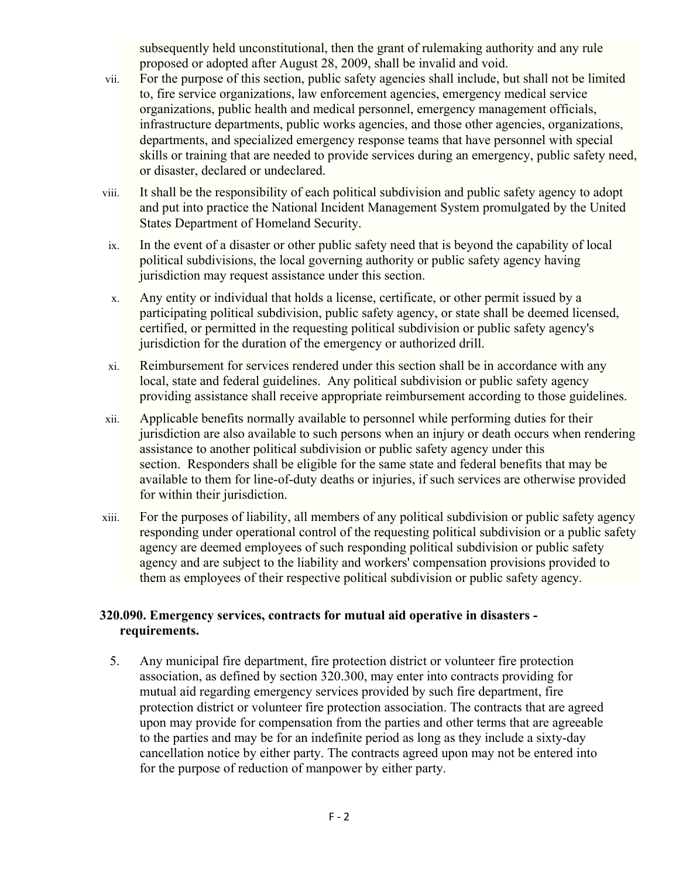subsequently held unconstitutional, then the grant of rulemaking authority and any rule proposed or adopted after August 28, 2009, shall be invalid and void.

vii. For the purpose of this section, public safety agencies shall include, but shall not be limited to, fire service organizations, law enforcement agencies, emergency medical service organizations, public health and medical personnel, emergency management officials, infrastructure departments, public works agencies, and those other agencies, organizations, departments, and specialized emergency response teams that have personnel with special skills or training that are needed to provide services during an emergency, public safety need, or disaster, declared or undeclared.

viii. It shall be the responsibility of each political subdivision and public safety agency to adopt and put into practice the National Incident Management System promulgated by the United States Department of Homeland Security.

ix. In the event of a disaster or other public safety need that is beyond the capability of local political subdivisions, the local governing authority or public safety agency having jurisdiction may request assistance under this section.

x. Any entity or individual that holds a license, certificate, or other permit issued by a participating political subdivision, public safety agency, or state shall be deemed licensed, certified, or permitted in the requesting political subdivision or public safety agency's jurisdiction for the duration of the emergency or authorized drill.

xi. Reimbursement for services rendered under this section shall be in accordance with any local, state and federal guidelines. Any political subdivision or public safety agency providing assistance shall receive appropriate reimbursement according to those guidelines.

xii. Applicable benefits normally available to personnel while performing duties for their jurisdiction are also available to such persons when an injury or death occurs when rendering assistance to another political subdivision or public safety agency under this section. Responders shall be eligible for the same state and federal benefits that may be available to them for line-of-duty deaths or injuries, if such services are otherwise provided for within their jurisdiction.

xiii. For the purposes of liability, all members of any political subdivision or public safety agency responding under operational control of the requesting political subdivision or a public safety agency are deemed employees of such responding political subdivision or public safety agency and are subject to the liability and workers' compensation provisions provided to them as employees of their respective political subdivision or public safety agency.

**320.090. Emergency services, contracts for mutual aid operative in disasters - requirements.**

5. Any municipal fire department, fire protection district or volunteer fire protection association, as defined by section 320.300, may enter into contracts providing for mutual aid regarding emergency services provided by such fire department, fire protection district or volunteer fire protection association. The contracts that are agreed upon may provide for compensation from the parties and other terms that are agreeable to the parties and may be for an indefinite period as long as they include a sixty-day cancellation notice by either party. The contracts agreed upon may not be entered into for the purpose of reduction of manpower by either party.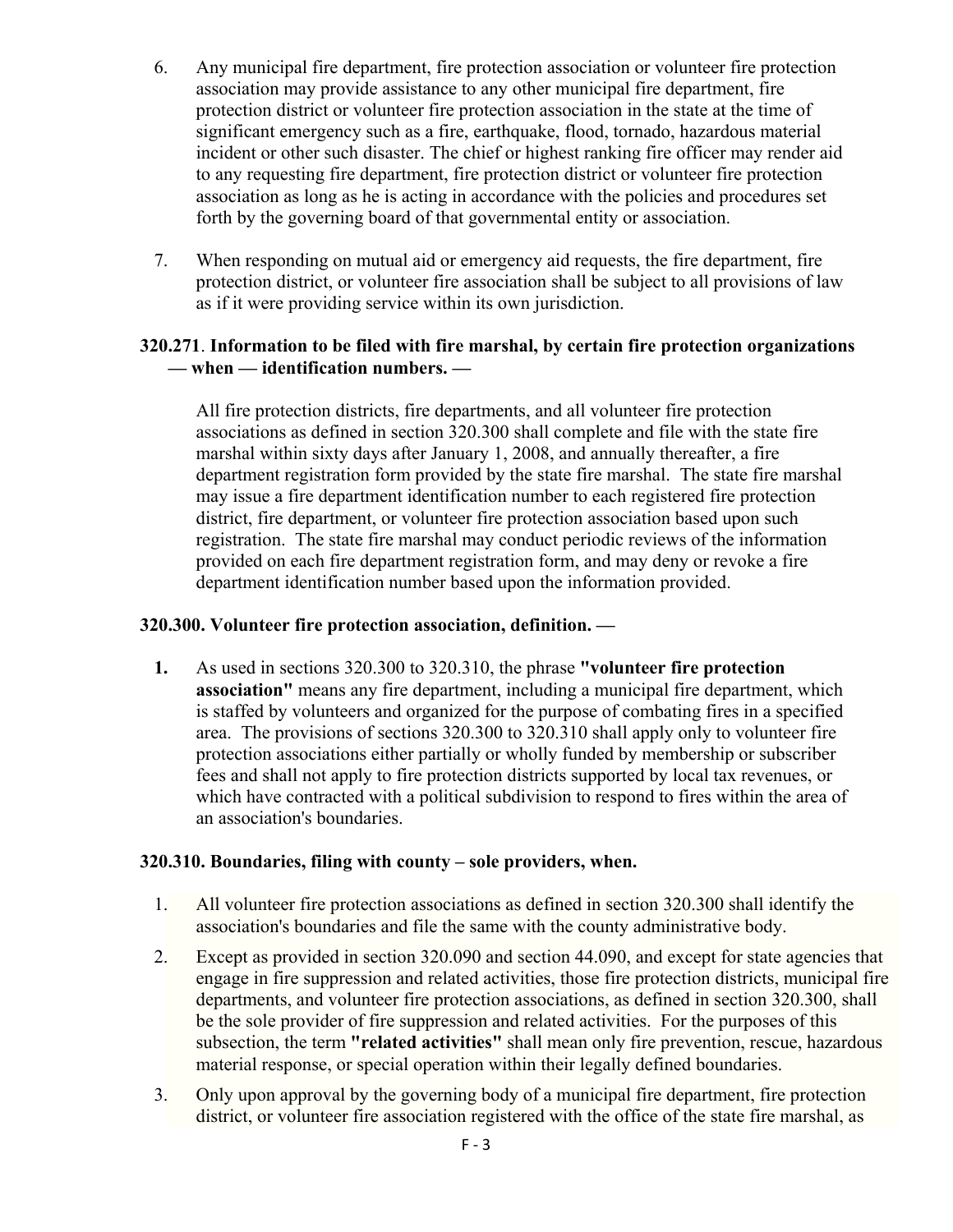6. Any municipal fire department, fire protection association or volunteer fire protection association may provide assistance to any other municipal fire department, fire protection district or volunteer fire protection association in the state at the time of significant emergency such as a fire, earthquake, flood, tornado, hazardous material incident or other such disaster. The chief or highest ranking fire officer may render aid to any requesting fire department, fire protection district or volunteer fire protection association as long as he is acting in accordance with the policies and procedures set forth by the governing board of that governmental entity or association.

7. When responding on mutual aid or emergency aid requests, the fire department, fire protection district, or volunteer fire association shall be subject to all provisions of law as if it were providing service within its own jurisdiction.

**320.271**. **Information to be filed with fire marshal, by certain fire protection organizations — when — identification numbers. —**

All fire protection districts, fire departments, and all volunteer fire protection associations as defined in section 320.300 shall complete and file with the state fire marshal within sixty days after January 1, 2008, and annually thereafter, a fire department registration form provided by the state fire marshal. The state fire marshal may issue a fire department identification number to each registered fire protection district, fire department, or volunteer fire protection association based upon such registration. The state fire marshal may conduct periodic reviews of the information provided on each fire department registration form, and may deny or revoke a fire department identification number based upon the information provided.

**320.300. Volunteer fire protection association, definition. —**

**1.** As used in sections 320.300 to 320.310, the phrase **"volunteer fire protection association"** means any fire department, including a municipal fire department, which is staffed by volunteers and organized for the purpose of combating fires in a specified area. The provisions of sections 320.300 to 320.310 shall apply only to volunteer fire protection associations either partially or wholly funded by membership or subscriber fees and shall not apply to fire protection districts supported by local tax revenues, or which have contracted with a political subdivision to respond to fires within the area of an association's boundaries.

**320.310. Boundaries, filing with county – sole providers, when.**

1. All volunteer fire protection associations as defined in section 320.300 shall identify the association's boundaries and file the same with the county administrative body.

2. Except as provided in section 320.090 and section 44.090, and except for state agencies that engage in fire suppression and related activities, those fire protection districts, municipal fire departments, and volunteer fire protection associations, as defined in section 320.300, shall be the sole provider of fire suppression and related activities. For the purposes of this subsection, the term **"related activities"** shall mean only fire prevention, rescue, hazardous material response, or special operation within their legally defined boundaries.

3. Only upon approval by the governing body of a municipal fire department, fire protection district, or volunteer fire association registered with the office of the state fire marshal, as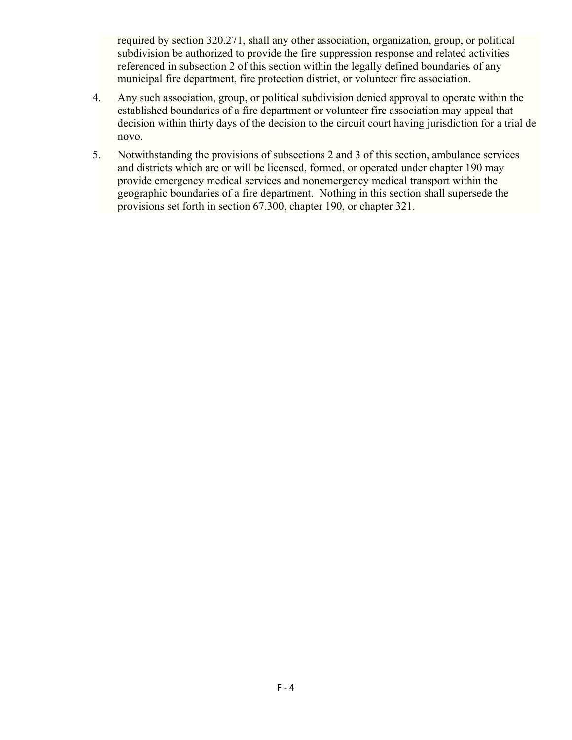required by section 320.271, shall any other association, organization, group, or political subdivision be authorized to provide the fire suppression response and related activities referenced in subsection 2 of this section within the legally defined boundaries of any municipal fire department, fire protection district, or volunteer fire association.

4. Any such association, group, or political subdivision denied approval to operate within the established boundaries of a fire department or volunteer fire association may appeal that decision within thirty days of the decision to the circuit court having jurisdiction for a trial de novo.

5. Notwithstanding the provisions of subsections 2 and 3 of this section, ambulance services and districts which are or will be licensed, formed, or operated under chapter 190 may provide emergency medical services and nonemergency medical transport within the geographic boundaries of a fire department. Nothing in this section shall supersede the provisions set forth in section 67.300, chapter 190, or chapter 321.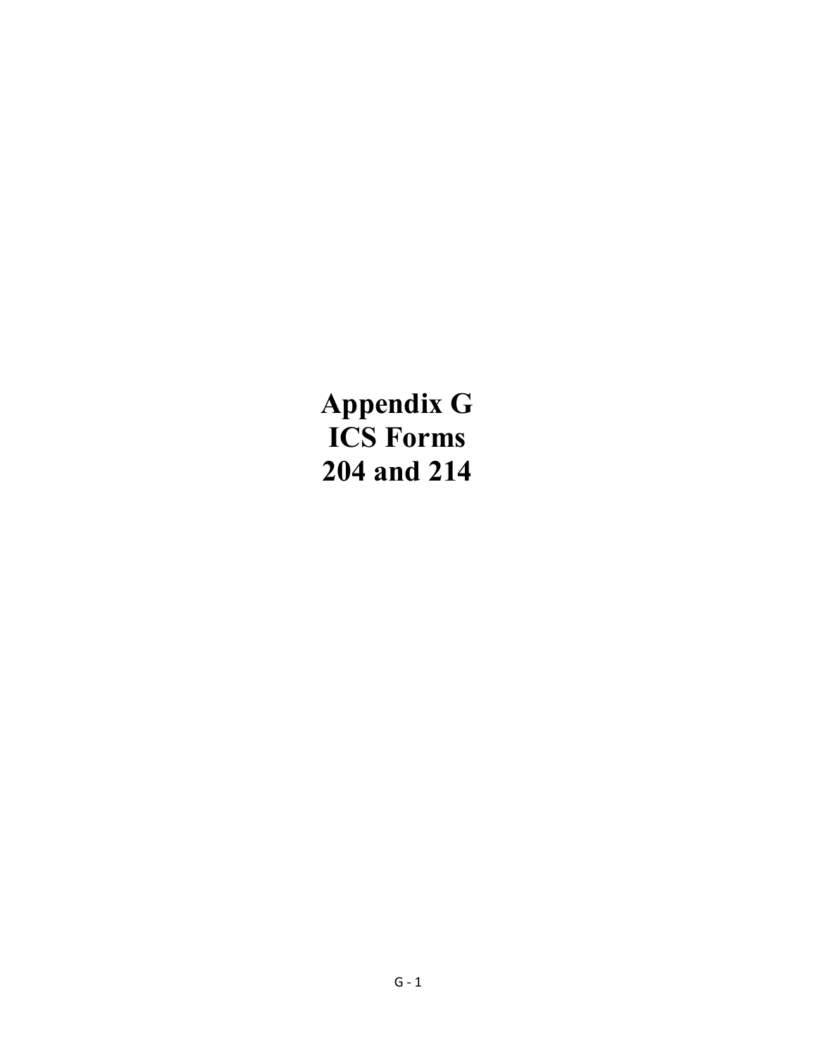# Appendix G ICS Forms 204 and 214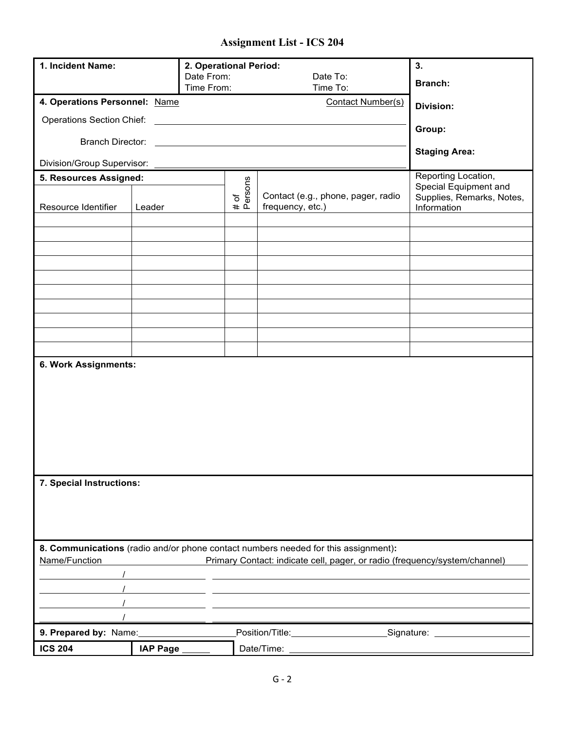# Assignment List - ICS 204

| **1. Incident Name:** | **2. Operational Period:** Date From: Date To: Time From: Time To: | **3.** **Branch:** |
|---|---|---|

**4. Operations Personnel:** Name — Contact Number(s)

Operations Section Chief: ______________________

Branch Director: ______________________

Division/Group Supervisor: ______________________

**Division:**

**Group:**

**Staging Area:**

| **5. Resources Assigned:** | | | | |
|---|---|---|---|---|
| Resource Identifier | Leader | # of Persons | Contact (e.g., phone, pager, radio frequency, etc.) | Reporting Location, Special Equipment and Supplies, Remarks, Notes, Information |
| | | | | |
| | | | | |
| | | | | |
| | | | | |
| | | | | |
| | | | | |
| | | | | |
| | | | | |
| | | | | |
| | | | | |

**6. Work Assignments:**

**7. Special Instructions:**

**8. Communications** (radio and/or phone contact numbers needed for this assignment)**:**

Name/Function — Primary Contact: indicate cell, pager, or radio (frequency/system/channel)

_______ / _______ ______________________

_______ / _______ ______________________

_______ / _______ ______________________

_______ / _______ ______________________

**9. Prepared by:** Name:__________ Position/Title:__________ Signature: __________

**ICS 204** | **IAP Page** _____ | Date/Time: __________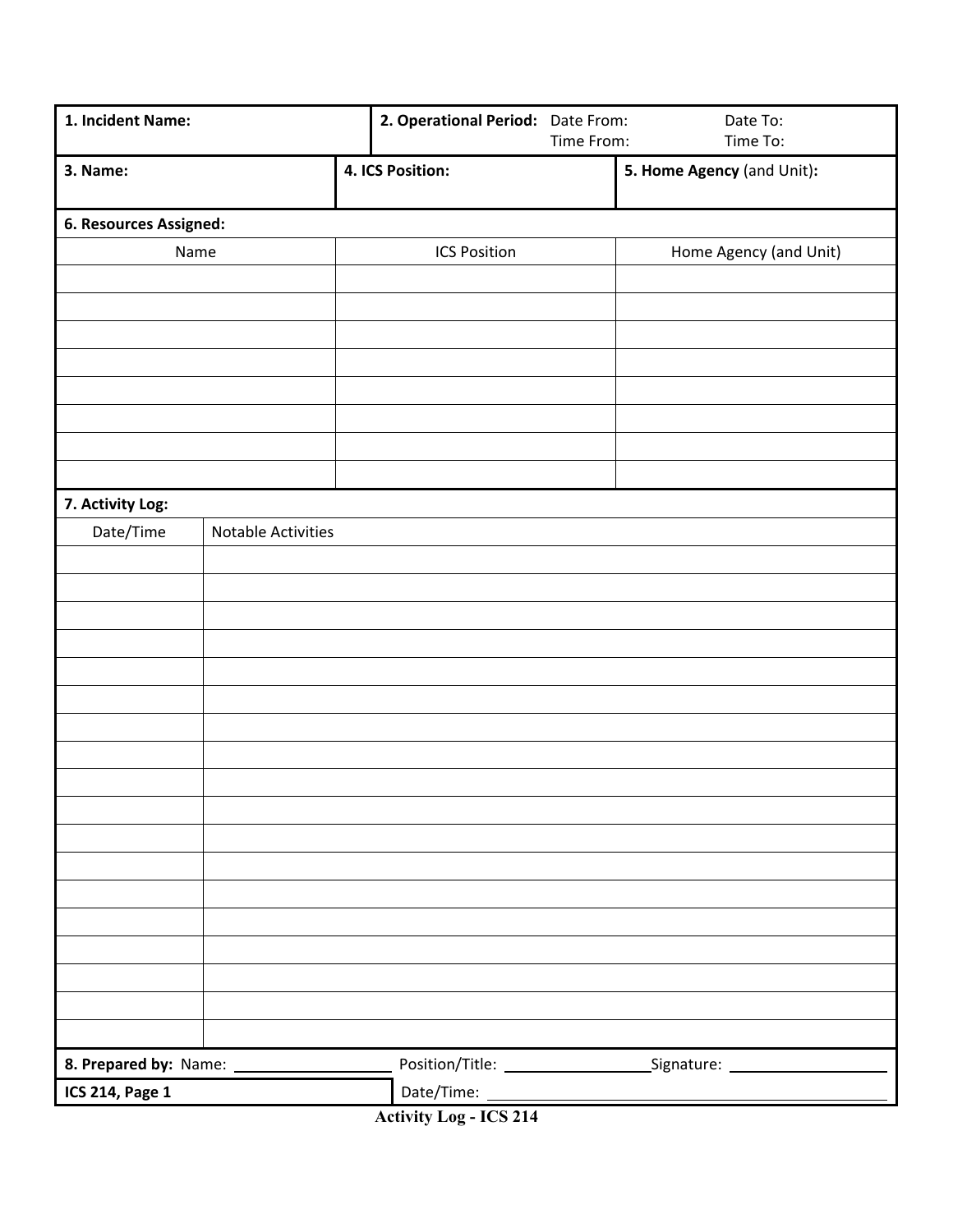| **1. Incident Name:** | **2. Operational Period:** Date From: Date To: Time From: Time To: | |
|---|---|---|
| **3. Name:** | **4. ICS Position:** | **5. Home Agency** (and Unit)**:** |

**6. Resources Assigned:**

| Name | ICS Position | Home Agency (and Unit) |
|---|---|---|
| | | |
| | | |
| | | |
| | | |
| | | |
| | | |
| | | |
| | | |

**7. Activity Log:**

| Date/Time | Notable Activities |
|---|---|
| | |
| | |
| | |
| | |
| | |
| | |
| | |
| | |
| | |
| | |
| | |
| | |
| | |
| | |
| | |
| | |
| | |
| | |

**8. Prepared by:** Name: ____________ Position/Title: ____________ Signature: ____________

**ICS 214, Page 1** Date/Time: ____________

**Activity Log - ICS 214**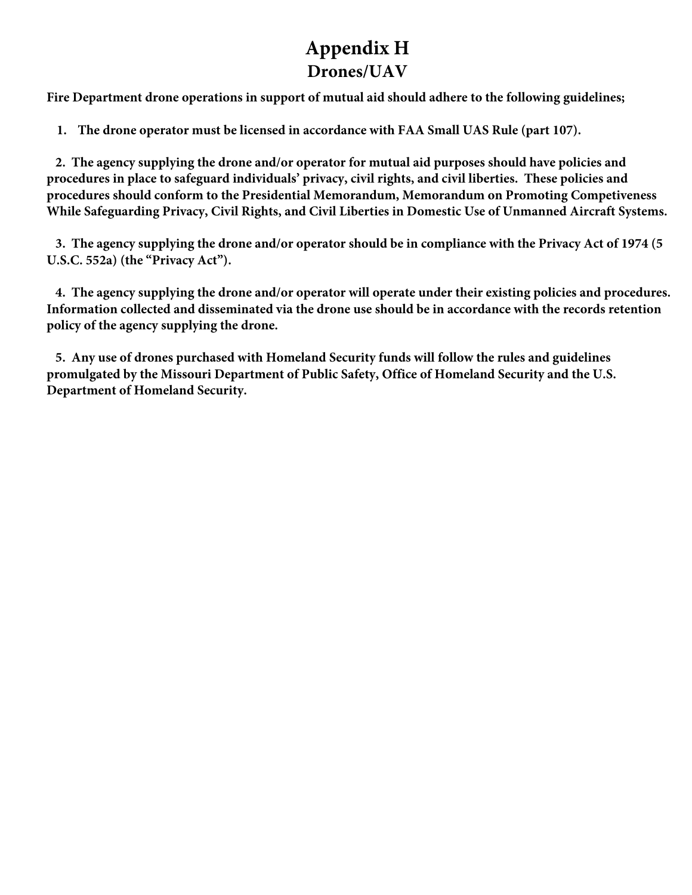# Appendix H
## Drones/UAV

**Fire Department drone operations in support of mutual aid should adhere to the following guidelines;**

1. **The drone operator must be licensed in accordance with FAA Small UAS Rule (part 107).**

2. **The agency supplying the drone and/or operator for mutual aid purposes should have policies and procedures in place to safeguard individuals' privacy, civil rights, and civil liberties. These policies and procedures should conform to the Presidential Memorandum, Memorandum on Promoting Competiveness While Safeguarding Privacy, Civil Rights, and Civil Liberties in Domestic Use of Unmanned Aircraft Systems.**

3. **The agency supplying the drone and/or operator should be in compliance with the Privacy Act of 1974 (5 U.S.C. 552a) (the "Privacy Act").**

4. **The agency supplying the drone and/or operator will operate under their existing policies and procedures. Information collected and disseminated via the drone use should be in accordance with the records retention policy of the agency supplying the drone.**

5. **Any use of drones purchased with Homeland Security funds will follow the rules and guidelines promulgated by the Missouri Department of Public Safety, Office of Homeland Security and the U.S. Department of Homeland Security.**